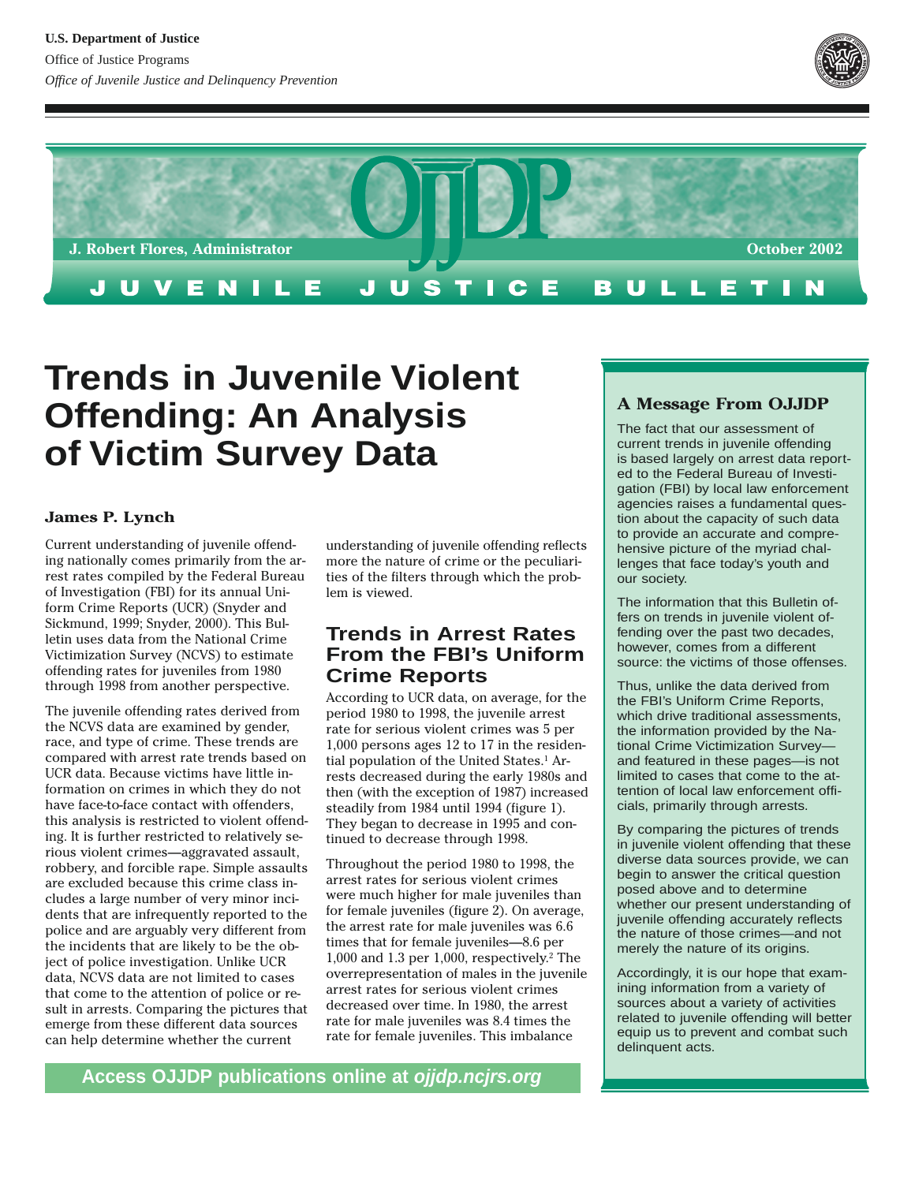U.S. Department of Justice

Office of Justice Programs

*Office of Juvenile Justice and Delinquency Prevention*

J. Robert Flores, Administrator

October 2002

JUVENILE JUSTICE BULLETIN

# Trends in Juvenile Violent Offending: An Analysis of Victim Survey Data

**James P. Lynch**

Current understanding of juvenile offending nationally comes primarily from the arrest rates compiled by the Federal Bureau of Investigation (FBI) for its annual Uniform Crime Reports (UCR) (Snyder and Sickmund, 1999; Snyder, 2000). This Bulletin uses data from the National Crime Victimization Survey (NCVS) to estimate offending rates for juveniles from 1980 through 1998 from another perspective.

The juvenile offending rates derived from the NCVS data are examined by gender, race, and type of crime. These trends are compared with arrest rate trends based on UCR data. Because victims have little information on crimes in which they do not have face-to-face contact with offenders, this analysis is restricted to violent offending. It is further restricted to relatively serious violent crimes—aggravated assault, robbery, and forcible rape. Simple assaults are excluded because this crime class includes a large number of very minor incidents that are infrequently reported to the police and are arguably very different from the incidents that are likely to be the object of police investigation. Unlike UCR data, NCVS data are not limited to cases that come to the attention of police or result in arrests. Comparing the pictures that emerge from these different data sources can help determine whether the current understanding of juvenile offending reflects more the nature of crime or the peculiarities of the filters through which the problem is viewed.

## Trends in Arrest Rates From the FBI's Uniform Crime Reports

According to UCR data, on average, for the period 1980 to 1998, the juvenile arrest rate for serious violent crimes was 5 per 1,000 persons ages 12 to 17 in the residential population of the United States.[1] Arrests decreased during the early 1980s and then (with the exception of 1987) increased steadily from 1984 until 1994 (figure 1). They began to decrease in 1995 and continued to decrease through 1998.

Throughout the period 1980 to 1998, the arrest rates for serious violent crimes were much higher for male juveniles than for female juveniles (figure 2). On average, the arrest rate for male juveniles was 6.6 times that for female juveniles—8.6 per 1,000 and 1.3 per 1,000, respectively.[2] The overrepresentation of males in the juvenile arrest rates for serious violent crimes decreased over time. In 1980, the arrest rate for male juveniles was 8.4 times the rate for female juveniles. This imbalance

**A Message From OJJDP**

The fact that our assessment of current trends in juvenile offending is based largely on arrest data reported to the Federal Bureau of Investigation (FBI) by local law enforcement agencies raises a fundamental question about the capacity of such data to provide an accurate and comprehensive picture of the myriad challenges that face today's youth and our society.

The information that this Bulletin offers on trends in juvenile violent offending over the past two decades, however, comes from a different source: the victims of those offenses.

Thus, unlike the data derived from the FBI's Uniform Crime Reports, which drive traditional assessments, the information provided by the National Crime Victimization Survey—and featured in these pages—is not limited to cases that come to the attention of local law enforcement officials, primarily through arrests.

By comparing the pictures of trends in juvenile violent offending that these diverse data sources provide, we can begin to answer the critical question posed above and to determine whether our present understanding of juvenile offending accurately reflects the nature of those crimes—and not merely the nature of its origins.

Accordingly, it is our hope that examining information from a variety of sources about a variety of activities related to juvenile offending will better equip us to prevent and combat such delinquent acts.

**Access OJJDP publications online at *ojjdp.ncjrs.org***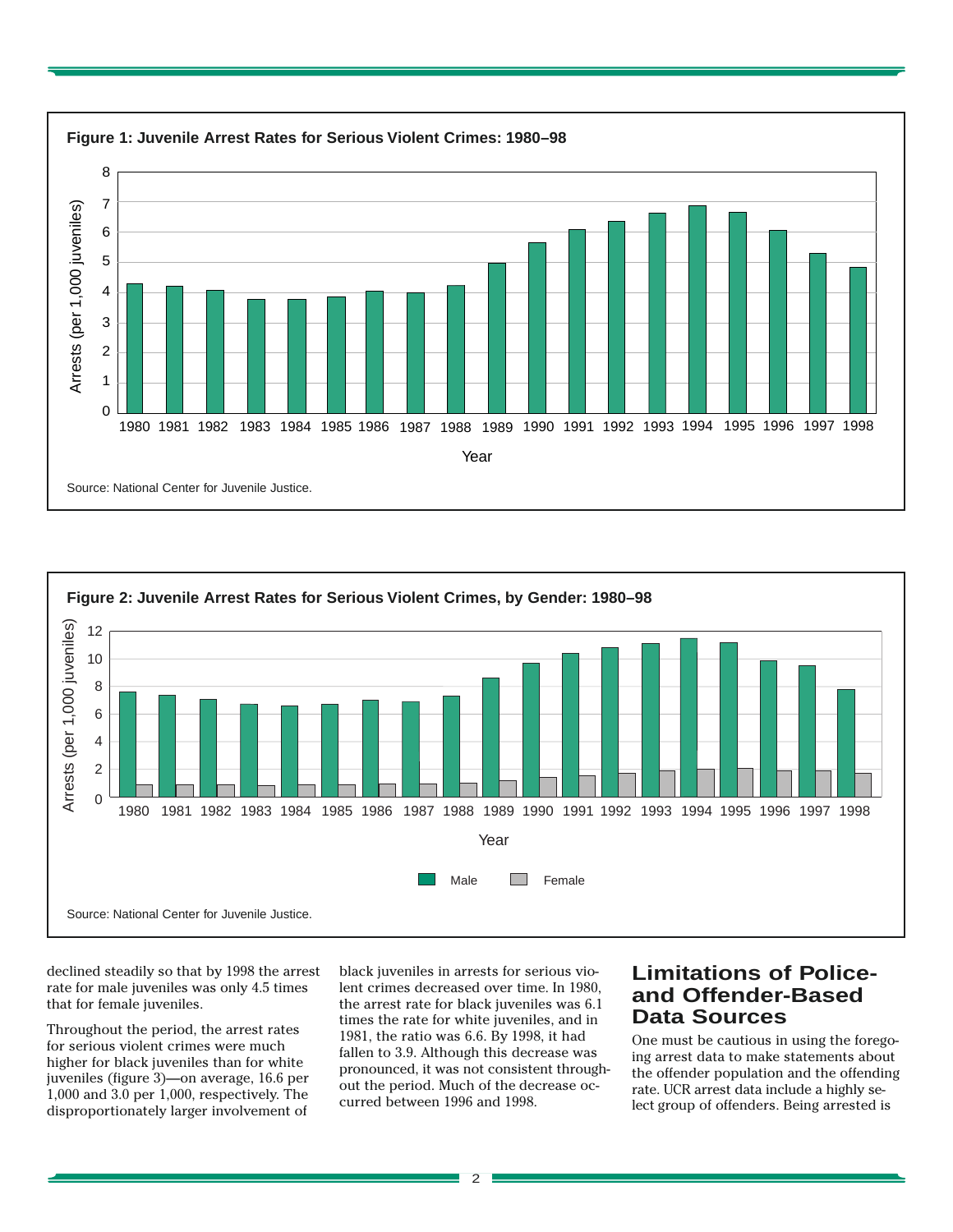**Figure 1: Juvenile Arrest Rates for Serious Violent Crimes: 1980–98**

Source: National Center for Juvenile Justice.

**Figure 2: Juvenile Arrest Rates for Serious Violent Crimes, by Gender: 1980–98**

Source: National Center for Juvenile Justice.

declined steadily so that by 1998 the arrest rate for male juveniles was only 4.5 times that for female juveniles.

Throughout the period, the arrest rates for serious violent crimes were much higher for black juveniles than for white juveniles (figure 3)—on average, 16.6 per 1,000 and 3.0 per 1,000, respectively. The disproportionately larger involvement of black juveniles in arrests for serious violent crimes decreased over time. In 1980, the arrest rate for black juveniles was 6.1 times the rate for white juveniles, and in 1981, the ratio was 6.6. By 1998, it had fallen to 3.9. Although this decrease was pronounced, it was not consistent throughout the period. Much of the decrease occurred between 1996 and 1998.

## Limitations of Police- and Offender-Based Data Sources

One must be cautious in using the foregoing arrest data to make statements about the offender population and the offending rate. UCR arrest data include a highly select group of offenders. Being arrested is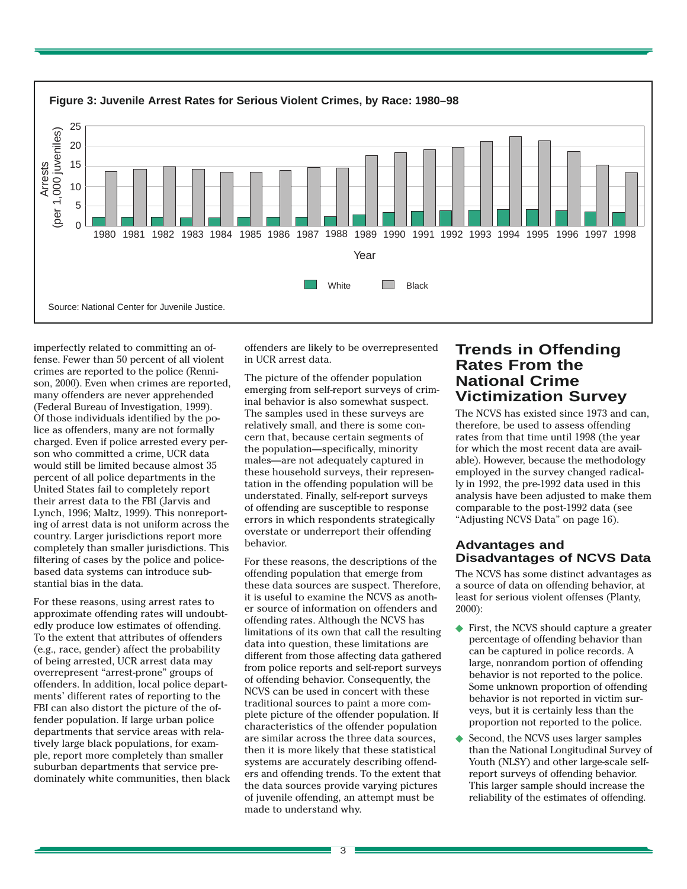**Figure 3: Juvenile Arrest Rates for Serious Violent Crimes, by Race: 1980–98**

Source: National Center for Juvenile Justice.

imperfectly related to committing an offense. Fewer than 50 percent of all violent crimes are reported to the police (Rennison, 2000). Even when crimes are reported, many offenders are never apprehended (Federal Bureau of Investigation, 1999). Of those individuals identified by the police as offenders, many are not formally charged. Even if police arrested every person who committed a crime, UCR data would still be limited because almost 35 percent of all police departments in the United States fail to completely report their arrest data to the FBI (Jarvis and Lynch, 1996; Maltz, 1999). This nonreporting of arrest data is not uniform across the country. Larger jurisdictions report more completely than smaller jurisdictions. This filtering of cases by the police and police-based data systems can introduce substantial bias in the data.

For these reasons, using arrest rates to approximate offending rates will undoubtedly produce low estimates of offending. To the extent that attributes of offenders (e.g., race, gender) affect the probability of being arrested, UCR arrest data may overrepresent "arrest-prone" groups of offenders. In addition, local police departments' different rates of reporting to the FBI can also distort the picture of the offender population. If large urban police departments that service areas with relatively large black populations, for example, report more completely than smaller suburban departments that service predominately white communities, then black offenders are likely to be overrepresented in UCR arrest data.

The picture of the offender population emerging from self-report surveys of criminal behavior is also somewhat suspect. The samples used in these surveys are relatively small, and there is some concern that, because certain segments of the population—specifically, minority males—are not adequately captured in these household surveys, their representation in the offending population will be understated. Finally, self-report surveys of offending are susceptible to response errors in which respondents strategically overstate or underreport their offending behavior.

For these reasons, the descriptions of the offending population that emerge from these data sources are suspect. Therefore, it is useful to examine the NCVS as another source of information on offenders and offending rates. Although the NCVS has limitations of its own that call the resulting data into question, these limitations are different from those affecting data gathered from police reports and self-report surveys of offending behavior. Consequently, the NCVS can be used in concert with these traditional sources to paint a more complete picture of the offender population. If characteristics of the offender population are similar across the three data sources, then it is more likely that these statistical systems are accurately describing offenders and offending trends. To the extent that the data sources provide varying pictures of juvenile offending, an attempt must be made to understand why.

## Trends in Offending Rates From the National Crime Victimization Survey

The NCVS has existed since 1973 and can, therefore, be used to assess offending rates from that time until 1998 (the year for which the most recent data are available). However, because the methodology employed in the survey changed radically in 1992, the pre-1992 data used in this analysis have been adjusted to make them comparable to the post-1992 data (see "Adjusting NCVS Data" on page 16).

### Advantages and Disadvantages of NCVS Data

The NCVS has some distinct advantages as a source of data on offending behavior, at least for serious violent offenses (Planty, 2000):

- First, the NCVS should capture a greater percentage of offending behavior than can be captured in police records. A large, nonrandom portion of offending behavior is not reported to the police. Some unknown proportion of offending behavior is not reported in victim surveys, but it is certainly less than the proportion not reported to the police.
- Second, the NCVS uses larger samples than the National Longitudinal Survey of Youth (NLSY) and other large-scale self-report surveys of offending behavior. This larger sample should increase the reliability of the estimates of offending.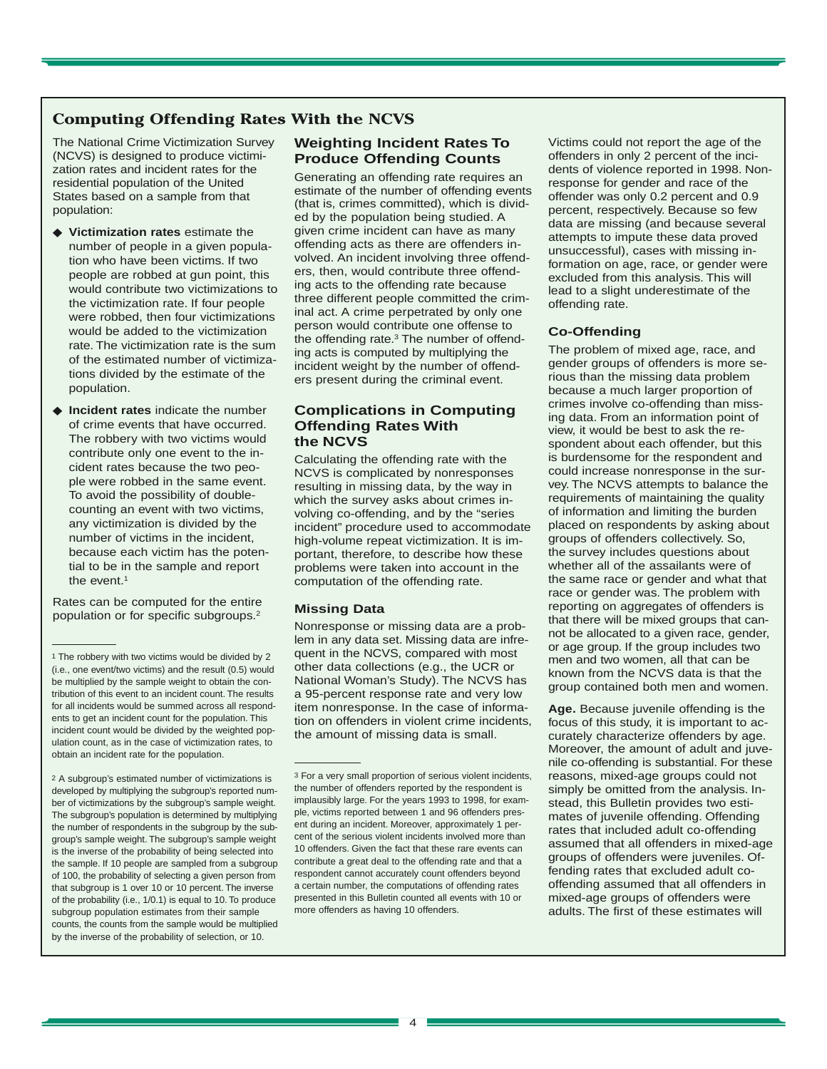## Computing Offending Rates With the NCVS

The National Crime Victimization Survey (NCVS) is designed to produce victimization rates and incident rates for the residential population of the United States based on a sample from that population:

- **Victimization rates** estimate the number of people in a given population who have been victims. If two people are robbed at gun point, this would contribute two victimizations to the victimization rate. If four people were robbed, then four victimizations would be added to the victimization rate. The victimization rate is the sum of the estimated number of victimizations divided by the estimate of the population.
- **Incident rates** indicate the number of crime events that have occurred. The robbery with two victims would contribute only one event to the incident rates because the two people were robbed in the same event. To avoid the possibility of double-counting an event with two victims, any victimization is divided by the number of victims in the incident, because each victim has the potential to be in the sample and report the event.[1]

Rates can be computed for the entire population or for specific subgroups.[2]

### Weighting Incident Rates To Produce Offending Counts

Generating an offending rate requires an estimate of the number of offending events (that is, crimes committed), which is divided by the population being studied. A given crime incident can have as many offending acts as there are offenders involved. An incident involving three offenders, then, would contribute three offending acts to the offending rate because three different people committed the criminal act. A crime perpetrated by only one person would contribute one offense to the offending rate.[3] The number of offending acts is computed by multiplying the incident weight by the number of offenders present during the criminal event.

### Complications in Computing Offending Rates With the NCVS

Calculating the offending rate with the NCVS is complicated by nonresponses resulting in missing data, by the way in which the survey asks about crimes involving co-offending, and by the "series incident" procedure used to accommodate high-volume repeat victimization. It is important, therefore, to describe how these problems were taken into account in the computation of the offending rate.

### Missing Data

Nonresponse or missing data are a problem in any data set. Missing data are infrequent in the NCVS, compared with most other data collections (e.g., the UCR or National Woman's Study). The NCVS has a 95-percent response rate and very low item nonresponse. In the case of information on offenders in violent crime incidents, the amount of missing data is small.

Victims could not report the age of the offenders in only 2 percent of the incidents of violence reported in 1998. Nonresponse for gender and race of the offender was only 0.2 percent and 0.9 percent, respectively. Because so few data are missing (and because several attempts to impute these data proved unsuccessful), cases with missing information on age, race, or gender were excluded from this analysis. This will lead to a slight underestimate of the offending rate.

### Co-Offending

The problem of mixed age, race, and gender groups of offenders is more serious than the missing data problem because a much larger proportion of crimes involve co-offending than missing data. From an information point of view, it would be best to ask the respondent about each offender, but this is burdensome for the respondent and could increase nonresponse in the survey. The NCVS attempts to balance the requirements of maintaining the quality of information and limiting the burden placed on respondents by asking about groups of offenders collectively. So, the survey includes questions about whether all of the assailants were of the same race or gender and what that race or gender was. The problem with reporting on aggregates of offenders is that there will be mixed groups that cannot be allocated to a given race, gender, or age group. If the group includes two men and two women, all that can be known from the NCVS data is that the group contained both men and women.

**Age.** Because juvenile offending is the focus of this study, it is important to accurately characterize offenders by age. Moreover, the amount of adult and juvenile co-offending is substantial. For these reasons, mixed-age groups could not simply be omitted from the analysis. Instead, this Bulletin provides two estimates of juvenile offending. Offending rates that included adult co-offending assumed that all offenders in mixed-age groups of offenders were juveniles. Offending rates that excluded adult co-offending assumed that all offenders in mixed-age groups of offenders were adults. The first of these estimates will

---

[1] The robbery with two victims would be divided by 2 (i.e., one event/two victims) and the result (0.5) would be multiplied by the sample weight to obtain the contribution of this event to an incident count. The results for all incidents would be summed across all respondents to get an incident count for the population. This incident count would be divided by the weighted population count, as in the case of victimization rates, to obtain an incident rate for the population.

[2] A subgroup's estimated number of victimizations is developed by multiplying the subgroup's reported number of victimizations by the subgroup's sample weight. The subgroup's population is determined by multiplying the number of respondents in the subgroup by the subgroup's sample weight. The subgroup's sample weight is the inverse of the probability of being selected into the sample. If 10 people are sampled from a subgroup of 100, the probability of selecting a given person from that subgroup is 1 over 10 or 10 percent. The inverse of the probability (i.e., 1/0.1) is equal to 10. To produce subgroup population estimates from their sample counts, the counts from the sample would be multiplied by the inverse of the probability of selection, or 10.

[3] For a very small proportion of serious violent incidents, the number of offenders reported by the respondent is implausibly large. For the years 1993 to 1998, for example, victims reported between 1 and 96 offenders present during an incident. Moreover, approximately 1 percent of the serious violent incidents involved more than 10 offenders. Given the fact that these rare events can contribute a great deal to the offending rate and that a respondent cannot accurately count offenders beyond a certain number, the computations of offending rates presented in this Bulletin counted all events with 10 or more offenders as having 10 offenders.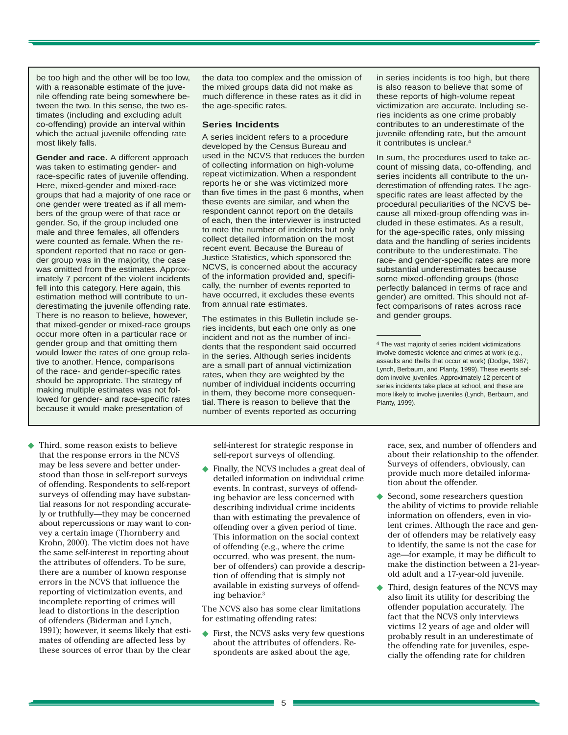be too high and the other will be too low, with a reasonable estimate of the juvenile offending rate being somewhere between the two. In this sense, the two estimates (including and excluding adult co-offending) provide an interval within which the actual juvenile offending rate most likely falls.

**Gender and race.** A different approach was taken to estimating gender- and race-specific rates of juvenile offending. Here, mixed-gender and mixed-race groups that had a majority of one race or one gender were treated as if all members of the group were of that race or gender. So, if the group included one male and three females, all offenders were counted as female. When the respondent reported that no race or gender group was in the majority, the case was omitted from the estimates. Approximately 7 percent of the violent incidents fell into this category. Here again, this estimation method will contribute to underestimating the juvenile offending rate. There is no reason to believe, however, that mixed-gender or mixed-race groups occur more often in a particular race or gender group and that omitting them would lower the rates of one group relative to another. Hence, comparisons of the race- and gender-specific rates should be appropriate. The strategy of making multiple estimates was not followed for gender- and race-specific rates because it would make presentation of the data too complex and the omission of the mixed groups data did not make as much difference in these rates as it did in the age-specific rates.

### Series Incidents

A series incident refers to a procedure developed by the Census Bureau and used in the NCVS that reduces the burden of collecting information on high-volume repeat victimization. When a respondent reports he or she was victimized more than five times in the past 6 months, when these events are similar, and when the respondent cannot report on the details of each, then the interviewer is instructed to note the number of incidents but only collect detailed information on the most recent event. Because the Bureau of Justice Statistics, which sponsored the NCVS, is concerned about the accuracy of the information provided and, specifically, the number of events reported to have occurred, it excludes these events from annual rate estimates.

The estimates in this Bulletin include series incidents, but each one only as one incident and not as the number of incidents that the respondent said occurred in the series. Although series incidents are a small part of annual victimization rates, when they are weighted by the number of individual incidents occurring in them, they become more consequential. There is reason to believe that the number of events reported as occurring in series incidents is too high, but there is also reason to believe that some of these reports of high-volume repeat victimization are accurate. Including series incidents as one crime probably contributes to an underestimate of the juvenile offending rate, but the amount it contributes is unclear.[4]

In sum, the procedures used to take account of missing data, co-offending, and series incidents all contribute to the underestimation of offending rates. The age-specific rates are least affected by the procedural peculiarities of the NCVS because all mixed-group offending was included in these estimates. As a result, for the age-specific rates, only missing data and the handling of series incidents contribute to the underestimate. The race- and gender-specific rates are more substantial underestimates because some mixed-offending groups (those perfectly balanced in terms of race and gender) are omitted. This should not affect comparisons of rates across race and gender groups.

[4] The vast majority of series incident victimizations involve domestic violence and crimes at work (e.g., assaults and thefts that occur at work) (Dodge, 1987; Lynch, Berbaum, and Planty, 1999). These events seldom involve juveniles. Approximately 12 percent of series incidents take place at school, and these are more likely to involve juveniles (Lynch, Berbaum, and Planty, 1999).

- Third, some reason exists to believe that the response errors in the NCVS may be less severe and better understood than those in self-report surveys of offending. Respondents to self-report surveys of offending may have substantial reasons for not responding accurately or truthfully—they may be concerned about repercussions or may want to convey a certain image (Thornberry and Krohn, 2000). The victim does not have the same self-interest in reporting about the attributes of offenders. To be sure, there are a number of known response errors in the NCVS that influence the reporting of victimization events, and incomplete reporting of crimes will lead to distortions in the description of offenders (Biderman and Lynch, 1991); however, it seems likely that estimates of offending are affected less by these sources of error than by the clear self-interest for strategic response in self-report surveys of offending.
- Finally, the NCVS includes a great deal of detailed information on individual crime events. In contrast, surveys of offending behavior are less concerned with describing individual crime incidents than with estimating the prevalence of offending over a given period of time. This information on the social context of offending (e.g., where the crime occurred, who was present, the number of offenders) can provide a description of offending that is simply not available in existing surveys of offending behavior.[3]

The NCVS also has some clear limitations for estimating offending rates:

- First, the NCVS asks very few questions about the attributes of offenders. Respondents are asked about the age, race, sex, and number of offenders and about their relationship to the offender. Surveys of offenders, obviously, can provide much more detailed information about the offender.
- Second, some researchers question the ability of victims to provide reliable information on offenders, even in violent crimes. Although the race and gender of offenders may be relatively easy to identify, the same is not the case for age—for example, it may be difficult to make the distinction between a 21-year-old adult and a 17-year-old juvenile.
- Third, design features of the NCVS may also limit its utility for describing the offender population accurately. The fact that the NCVS only interviews victims 12 years of age and older will probably result in an underestimate of the offending rate for juveniles, especially the offending rate for children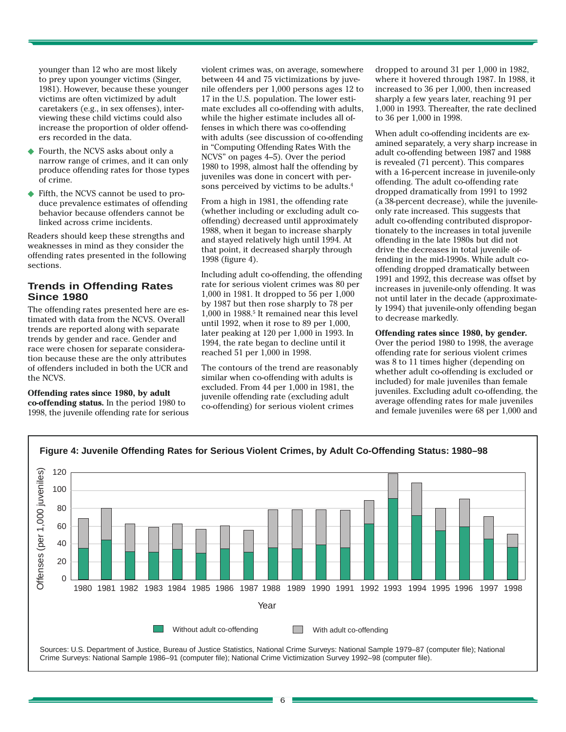younger than 12 who are most likely to prey upon younger victims (Singer, 1981). However, because these younger victims are often victimized by adult caretakers (e.g., in sex offenses), interviewing these child victims could also increase the proportion of older offenders recorded in the data.

- Fourth, the NCVS asks about only a narrow range of crimes, and it can only produce offending rates for those types of crime.
- Fifth, the NCVS cannot be used to produce prevalence estimates of offending behavior because offenders cannot be linked across crime incidents.

Readers should keep these strengths and weaknesses in mind as they consider the offending rates presented in the following sections.

## Trends in Offending Rates Since 1980

The offending rates presented here are estimated with data from the NCVS. Overall trends are reported along with separate trends by gender and race. Gender and race were chosen for separate consideration because these are the only attributes of offenders included in both the UCR and the NCVS.

**Offending rates since 1980, by adult co-offending status.** In the period 1980 to 1998, the juvenile offending rate for serious violent crimes was, on average, somewhere between 44 and 75 victimizations by juvenile offenders per 1,000 persons ages 12 to 17 in the U.S. population. The lower estimate excludes all co-offending with adults, while the higher estimate includes all offenses in which there was co-offending with adults (see discussion of co-offending in "Computing Offending Rates With the NCVS" on pages 4–5). Over the period 1980 to 1998, almost half the offending by juveniles was done in concert with persons perceived by victims to be adults.[4]

From a high in 1981, the offending rate (whether including or excluding adult co-offending) decreased until approximately 1988, when it began to increase sharply and stayed relatively high until 1994. At that point, it decreased sharply through 1998 (figure 4).

Including adult co-offending, the offending rate for serious violent crimes was 80 per 1,000 in 1981. It dropped to 56 per 1,000 by 1987 but then rose sharply to 78 per 1,000 in 1988.[5] It remained near this level until 1992, when it rose to 89 per 1,000, later peaking at 120 per 1,000 in 1993. In 1994, the rate began to decline until it reached 51 per 1,000 in 1998.

The contours of the trend are reasonably similar when co-offending with adults is excluded. From 44 per 1,000 in 1981, the juvenile offending rate (excluding adult co-offending) for serious violent crimes dropped to around 31 per 1,000 in 1982, where it hovered through 1987. In 1988, it increased to 36 per 1,000, then increased sharply a few years later, reaching 91 per 1,000 in 1993. Thereafter, the rate declined to 36 per 1,000 in 1998.

When adult co-offending incidents are examined separately, a very sharp increase in adult co-offending between 1987 and 1988 is revealed (71 percent). This compares with a 16-percent increase in juvenile-only offending. The adult co-offending rate dropped dramatically from 1991 to 1992 (a 38-percent decrease), while the juvenile-only rate increased. This suggests that adult co-offending contributed disproportionately to the increases in total juvenile offending in the late 1980s but did not drive the decreases in total juvenile offending in the mid-1990s. While adult co-offending dropped dramatically between 1991 and 1992, this decrease was offset by increases in juvenile-only offending. It was not until later in the decade (approximately 1994) that juvenile-only offending began to decrease markedly.

**Offending rates since 1980, by gender.** Over the period 1980 to 1998, the average offending rate for serious violent crimes was 8 to 11 times higher (depending on whether adult co-offending is excluded or included) for male juveniles than female juveniles. Excluding adult co-offending, the average offending rates for male juveniles and female juveniles were 68 per 1,000 and

**Figure 4: Juvenile Offending Rates for Serious Violent Crimes, by Adult Co-Offending Status: 1980–98**

Sources: U.S. Department of Justice, Bureau of Justice Statistics, National Crime Surveys: National Sample 1979–87 (computer file); National Crime Surveys: National Sample 1986–91 (computer file); National Crime Victimization Survey 1992–98 (computer file).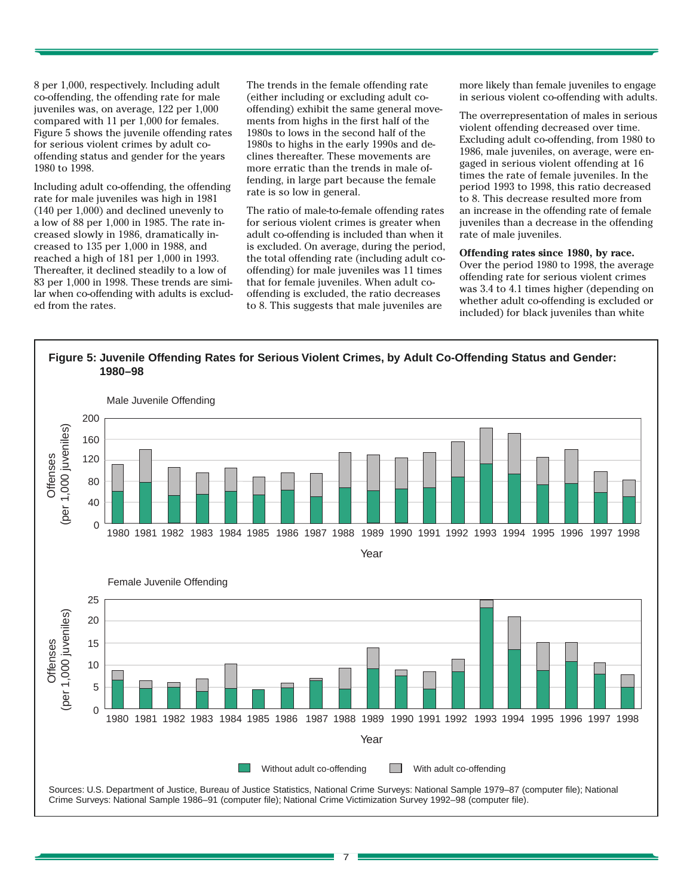8 per 1,000, respectively. Including adult co-offending, the offending rate for male juveniles was, on average, 122 per 1,000 compared with 11 per 1,000 for females. Figure 5 shows the juvenile offending rates for serious violent crimes by adult co-offending status and gender for the years 1980 to 1998.

Including adult co-offending, the offending rate for male juveniles was high in 1981 (140 per 1,000) and declined unevenly to a low of 88 per 1,000 in 1985. The rate increased slowly in 1986, dramatically increased to 135 per 1,000 in 1988, and reached a high of 181 per 1,000 in 1993. Thereafter, it declined steadily to a low of 83 per 1,000 in 1998. These trends are similar when co-offending with adults is excluded from the rates.

The trends in the female offending rate (either including or excluding adult co-offending) exhibit the same general movements from highs in the first half of the 1980s to lows in the second half of the 1980s to highs in the early 1990s and declines thereafter. These movements are more erratic than the trends in male offending, in large part because the female rate is so low in general.

The ratio of male-to-female offending rates for serious violent crimes is greater when adult co-offending is included than when it is excluded. On average, during the period, the total offending rate (including adult co-offending) for male juveniles was 11 times that for female juveniles. When adult co-offending is excluded, the ratio decreases to 8. This suggests that male juveniles are more likely than female juveniles to engage in serious violent co-offending with adults.

The overrepresentation of males in serious violent offending decreased over time. Excluding adult co-offending, from 1980 to 1986, male juveniles, on average, were engaged in serious violent offending at 16 times the rate of female juveniles. In the period 1993 to 1998, this ratio decreased to 8. This decrease resulted more from an increase in the offending rate of female juveniles than a decrease in the offending rate of male juveniles.

**Offending rates since 1980, by race.** Over the period 1980 to 1998, the average offending rate for serious violent crimes was 3.4 to 4.1 times higher (depending on whether adult co-offending is excluded or included) for black juveniles than white

**Figure 5: Juvenile Offending Rates for Serious Violent Crimes, by Adult Co-Offending Status and Gender: 1980–98**

Sources: U.S. Department of Justice, Bureau of Justice Statistics, National Crime Surveys: National Sample 1979–87 (computer file); National Crime Surveys: National Sample 1986–91 (computer file); National Crime Victimization Survey 1992–98 (computer file).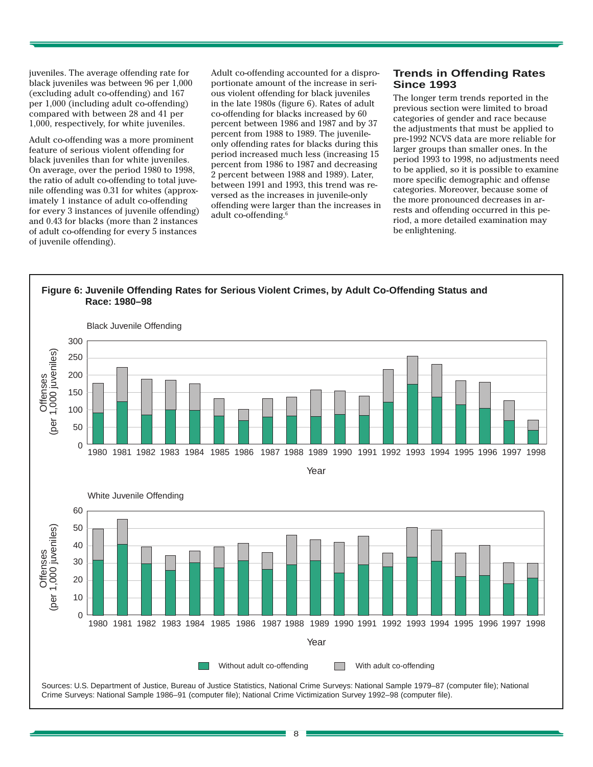juveniles. The average offending rate for black juveniles was between 96 per 1,000 (excluding adult co-offending) and 167 per 1,000 (including adult co-offending) compared with between 28 and 41 per 1,000, respectively, for white juveniles.

Adult co-offending was a more prominent feature of serious violent offending for black juveniles than for white juveniles. On average, over the period 1980 to 1998, the ratio of adult co-offending to total juvenile offending was 0.31 for whites (approximately 1 instance of adult co-offending for every 3 instances of juvenile offending) and 0.43 for blacks (more than 2 instances of adult co-offending for every 5 instances of juvenile offending).

Adult co-offending accounted for a disproportionate amount of the increase in serious violent offending for black juveniles in the late 1980s (figure 6). Rates of adult co-offending for blacks increased by 60 percent between 1986 and 1987 and by 37 percent from 1988 to 1989. The juvenile-only offending rates for blacks during this period increased much less (increasing 15 percent from 1986 to 1987 and decreasing 2 percent between 1988 and 1989). Later, between 1991 and 1993, this trend was reversed as the increases in juvenile-only offending were larger than the increases in adult co-offending.[6]

## Trends in Offending Rates Since 1993

The longer term trends reported in the previous section were limited to broad categories of gender and race because the adjustments that must be applied to pre-1992 NCVS data are more reliable for larger groups than smaller ones. In the period 1993 to 1998, no adjustments need to be applied, so it is possible to examine more specific demographic and offense categories. Moreover, because some of the more pronounced decreases in arrests and offending occurred in this period, a more detailed examination may be enlightening.

**Figure 6: Juvenile Offending Rates for Serious Violent Crimes, by Adult Co-Offending Status and Race: 1980–98**

Black Juvenile Offending

White Juvenile Offending

Legend: Without adult co-offending; With adult co-offending

Sources: U.S. Department of Justice, Bureau of Justice Statistics, National Crime Surveys: National Sample 1979–87 (computer file); National Crime Surveys: National Sample 1986–91 (computer file); National Crime Victimization Survey 1992–98 (computer file).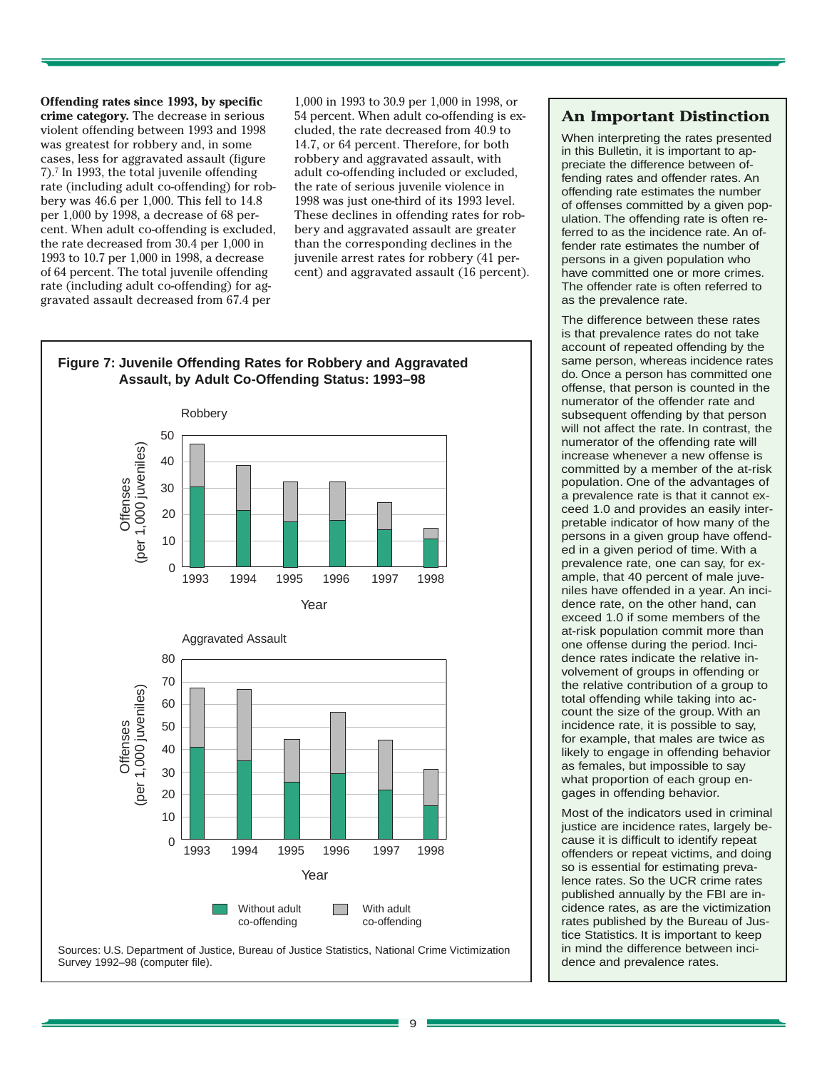**Offending rates since 1993, by specific crime category.** The decrease in serious violent offending between 1993 and 1998 was greatest for robbery and, in some cases, less for aggravated assault (figure 7).[7] In 1993, the total juvenile offending rate (including adult co-offending) for robbery was 46.6 per 1,000. This fell to 14.8 per 1,000 by 1998, a decrease of 68 percent. When adult co-offending is excluded, the rate decreased from 30.4 per 1,000 in 1993 to 10.7 per 1,000 in 1998, a decrease of 64 percent. The total juvenile offending rate (including adult co-offending) for aggravated assault decreased from 67.4 per 1,000 in 1993 to 30.9 per 1,000 in 1998, or 54 percent. When adult co-offending is excluded, the rate decreased from 40.9 to 14.7, or 64 percent. Therefore, for both robbery and aggravated assault, with adult co-offending included or excluded, the rate of serious juvenile violence in 1998 was just one-third of its 1993 level. These declines in offending rates for robbery and aggravated assault are greater than the corresponding declines in the juvenile arrest rates for robbery (41 percent) and aggravated assault (16 percent).

**Figure 7: Juvenile Offending Rates for Robbery and Aggravated Assault, by Adult Co-Offending Status: 1993–98**

Sources: U.S. Department of Justice, Bureau of Justice Statistics, National Crime Victimization Survey 1992–98 (computer file).

## An Important Distinction

When interpreting the rates presented in this Bulletin, it is important to appreciate the difference between offending rates and offender rates. An offending rate estimates the number of offenses committed by a given population. The offending rate is often referred to as the incidence rate. An offender rate estimates the number of persons in a given population who have committed one or more crimes. The offender rate is often referred to as the prevalence rate.

The difference between these rates is that prevalence rates do not take account of repeated offending by the same person, whereas incidence rates do. Once a person has committed one offense, that person is counted in the numerator of the offender rate and subsequent offending by that person will not affect the rate. In contrast, the numerator of the offending rate will increase whenever a new offense is committed by a member of the at-risk population. One of the advantages of a prevalence rate is that it cannot exceed 1.0 and provides an easily interpretable indicator of how many of the persons in a given group have offended in a given period of time. With a prevalence rate, one can say, for example, that 40 percent of male juveniles have offended in a year. An incidence rate, on the other hand, can exceed 1.0 if some members of the at-risk population commit more than one offense during the period. Incidence rates indicate the relative involvement of groups in offending or the relative contribution of a group to total offending while taking into account the size of the group. With an incidence rate, it is possible to say, for example, that males are twice as likely to engage in offending behavior as females, but impossible to say what proportion of each group engages in offending behavior.

Most of the indicators used in criminal justice are incidence rates, largely because it is difficult to identify repeat offenders or repeat victims, and doing so is essential for estimating prevalence rates. So the UCR crime rates published annually by the FBI are incidence rates, as are the victimization rates published by the Bureau of Justice Statistics. It is important to keep in mind the difference between incidence and prevalence rates.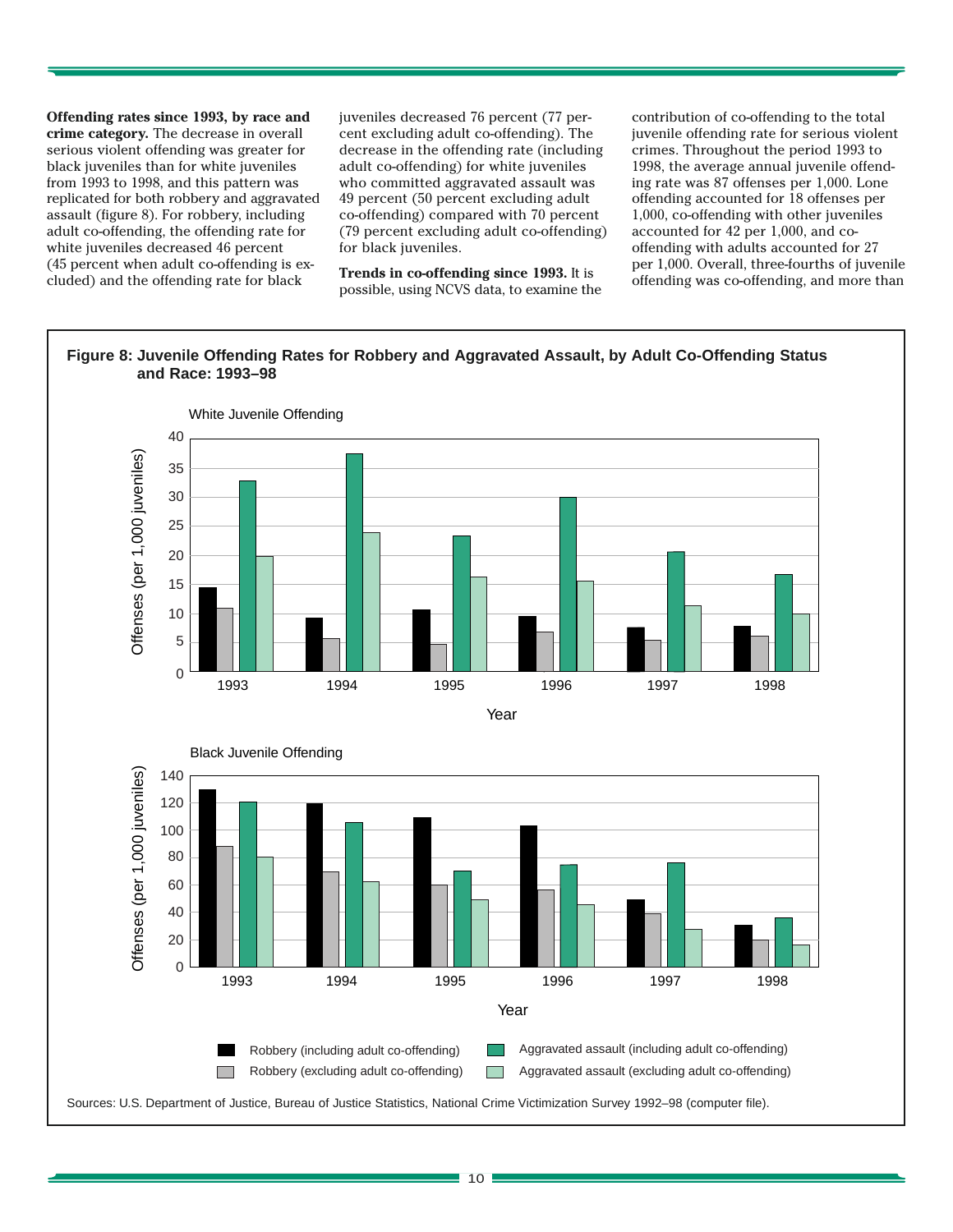**Offending rates since 1993, by race and crime category.** The decrease in overall serious violent offending was greater for black juveniles than for white juveniles from 1993 to 1998, and this pattern was replicated for both robbery and aggravated assault (figure 8). For robbery, including adult co-offending, the offending rate for white juveniles decreased 46 percent (45 percent when adult co-offending is excluded) and the offending rate for black juveniles decreased 76 percent (77 percent excluding adult co-offending). The decrease in the offending rate (including adult co-offending) for white juveniles who committed aggravated assault was 49 percent (50 percent excluding adult co-offending) compared with 70 percent (79 percent excluding adult co-offending) for black juveniles.

**Trends in co-offending since 1993.** It is possible, using NCVS data, to examine the contribution of co-offending to the total juvenile offending rate for serious violent crimes. Throughout the period 1993 to 1998, the average annual juvenile offending rate was 87 offenses per 1,000. Lone offending accounted for 18 offenses per 1,000, co-offending with other juveniles accounted for 42 per 1,000, and co-offending with adults accounted for 27 per 1,000. Overall, three-fourths of juvenile offending was co-offending, and more than

**Figure 8: Juvenile Offending Rates for Robbery and Aggravated Assault, by Adult Co-Offending Status and Race: 1993–98**

Sources: U.S. Department of Justice, Bureau of Justice Statistics, National Crime Victimization Survey 1992–98 (computer file).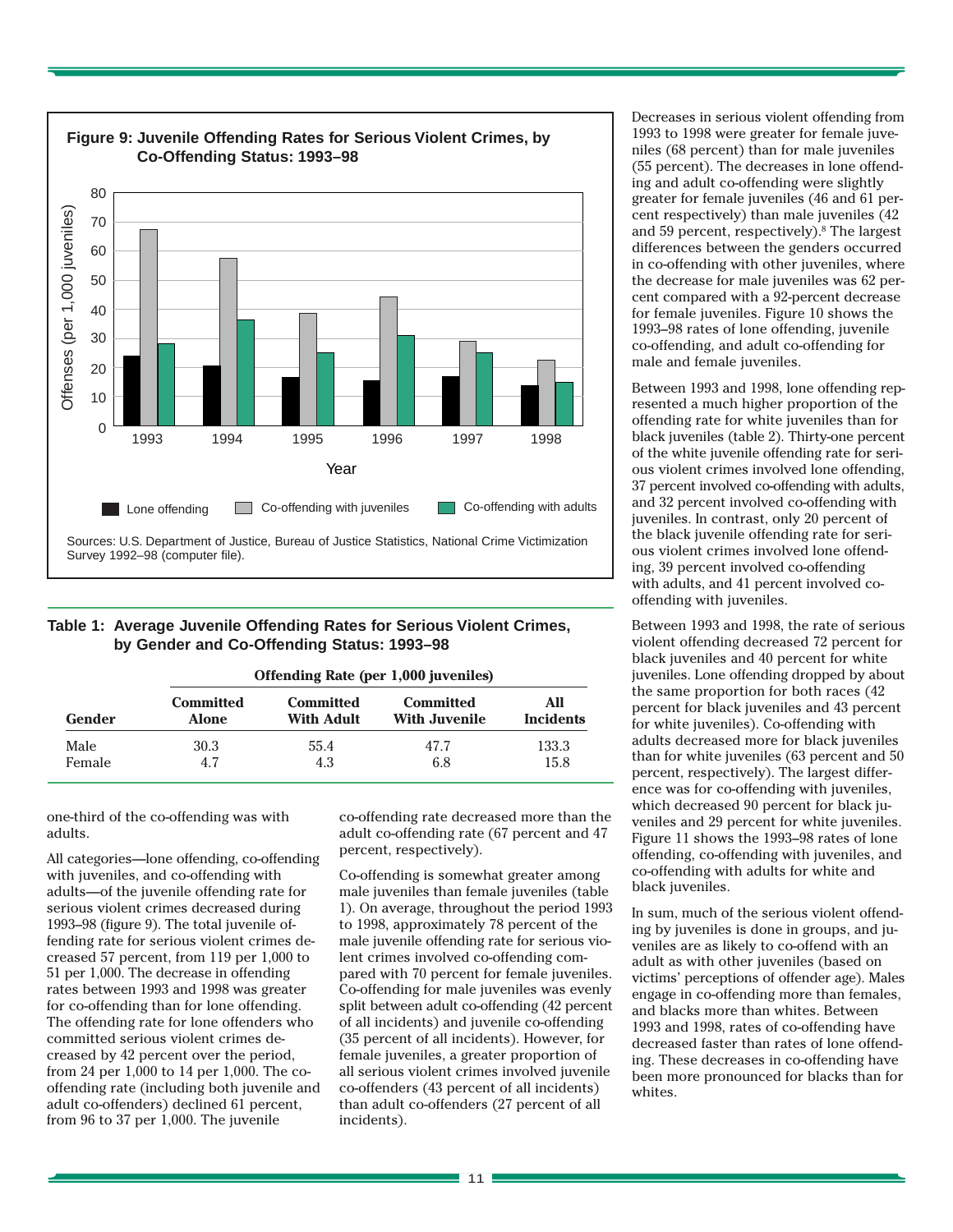**Figure 9: Juvenile Offending Rates for Serious Violent Crimes, by Co-Offending Status: 1993–98**

| Year | Lone offending | Co-offending with juveniles | Co-offending with adults |
|---|---|---|---|
| 1993 | 24 | 67 | 28 |
| 1994 | 21 | 57 | 36 |
| 1995 | 17 | 38 | 25 |
| 1996 | 16 | 44 | 31 |
| 1997 | 17 | 29 | 25 |
| 1998 | 14 | 22 | 15 |

Offenses (per 1,000 juveniles)

Sources: U.S. Department of Justice, Bureau of Justice Statistics, National Crime Victimization Survey 1992–98 (computer file).

**Table 1: Average Juvenile Offending Rates for Serious Violent Crimes, by Gender and Co-Offending Status: 1993–98**

| | Offending Rate (per 1,000 juveniles) | | | |
|---|---|---|---|---|
| Gender | Committed Alone | Committed With Adult | Committed With Juvenile | All Incidents |
| Male | 30.3 | 55.4 | 47.7 | 133.3 |
| Female | 4.7 | 4.3 | 6.8 | 15.8 |

one-third of the co-offending was with adults.

All categories—lone offending, co-offending with juveniles, and co-offending with adults—of the juvenile offending rate for serious violent crimes decreased during 1993–98 (figure 9). The total juvenile offending rate for serious violent crimes decreased 57 percent, from 119 per 1,000 to 51 per 1,000. The decrease in offending rates between 1993 and 1998 was greater for co-offending than for lone offending. The offending rate for lone offenders who committed serious violent crimes decreased by 42 percent over the period, from 24 per 1,000 to 14 per 1,000. The co-offending rate (including both juvenile and adult co-offenders) declined 61 percent, from 96 to 37 per 1,000. The juvenile co-offending rate decreased more than the adult co-offending rate (67 percent and 47 percent, respectively).

Co-offending is somewhat greater among male juveniles than female juveniles (table 1). On average, throughout the period 1993 to 1998, approximately 78 percent of the male juvenile offending rate for serious violent crimes involved co-offending compared with 70 percent for female juveniles. Co-offending for male juveniles was evenly split between adult co-offending (42 percent of all incidents) and juvenile co-offending (35 percent of all incidents). However, for female juveniles, a greater proportion of all serious violent crimes involved juvenile co-offenders (43 percent of all incidents) than adult co-offenders (27 percent of all incidents).

Decreases in serious violent offending from 1993 to 1998 were greater for female juveniles (68 percent) than for male juveniles (55 percent). The decreases in lone offending and adult co-offending were slightly greater for female juveniles (46 and 61 percent respectively) than male juveniles (42 and 59 percent, respectively).[8] The largest differences between the genders occurred in co-offending with other juveniles, where the decrease for male juveniles was 62 percent compared with a 92-percent decrease for female juveniles. Figure 10 shows the 1993–98 rates of lone offending, juvenile co-offending, and adult co-offending for male and female juveniles.

Between 1993 and 1998, lone offending represented a much higher proportion of the offending rate for white juveniles than for black juveniles (table 2). Thirty-one percent of the white juvenile offending rate for serious violent crimes involved lone offending, 37 percent involved co-offending with adults, and 32 percent involved co-offending with juveniles. In contrast, only 20 percent of the black juvenile offending rate for serious violent crimes involved lone offending, 39 percent involved co-offending with adults, and 41 percent involved co-offending with juveniles.

Between 1993 and 1998, the rate of serious violent offending decreased 72 percent for black juveniles and 40 percent for white juveniles. Lone offending dropped by about the same proportion for both races (42 percent for black juveniles and 43 percent for white juveniles). Co-offending with adults decreased more for black juveniles than for white juveniles (63 percent and 50 percent, respectively). The largest difference was for co-offending with juveniles, which decreased 90 percent for black juveniles and 29 percent for white juveniles. Figure 11 shows the 1993–98 rates of lone offending, co-offending with juveniles, and co-offending with adults for white and black juveniles.

In sum, much of the serious violent offending by juveniles is done in groups, and juveniles are as likely to co-offend with an adult as with other juveniles (based on victims' perceptions of offender age). Males engage in co-offending more than females, and blacks more than whites. Between 1993 and 1998, rates of co-offending have decreased faster than rates of lone offending. These decreases in co-offending have been more pronounced for blacks than for whites.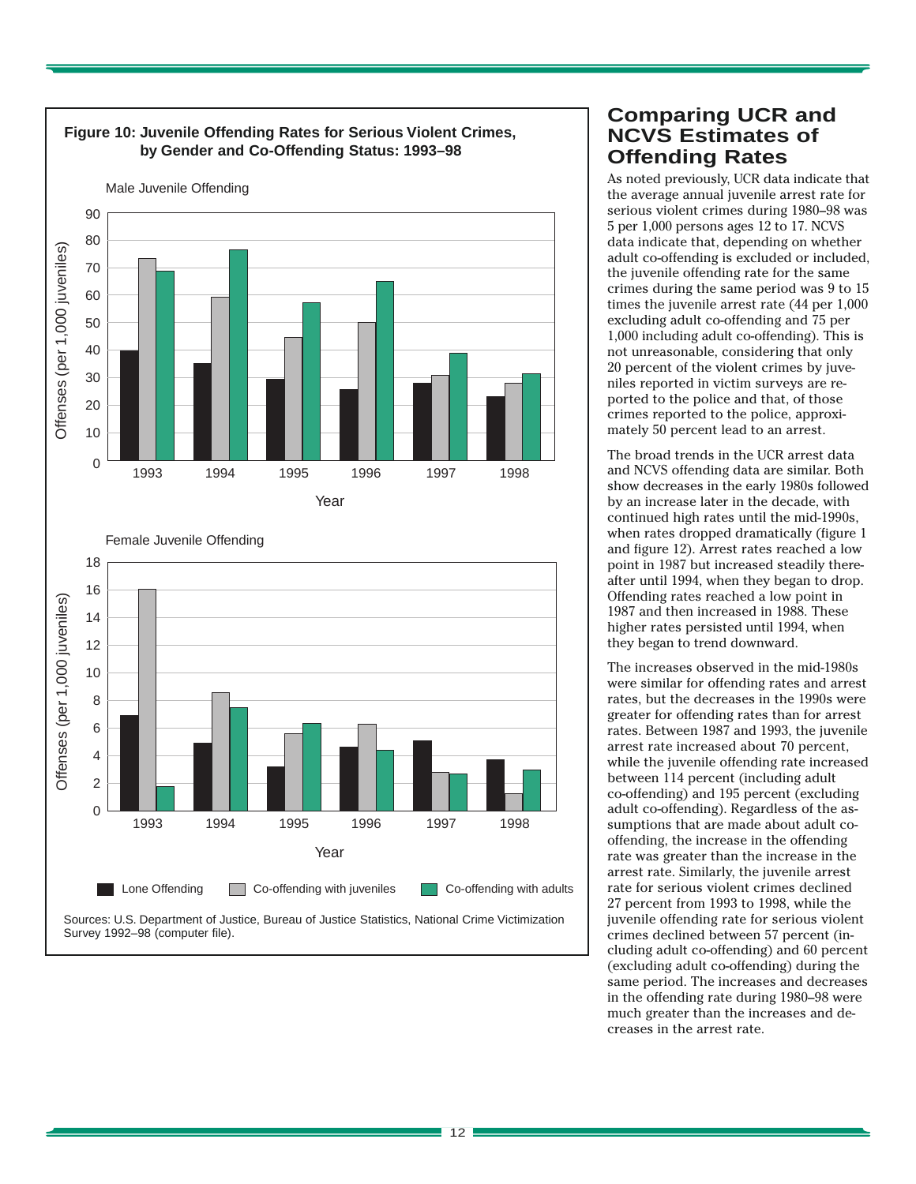**Figure 10: Juvenile Offending Rates for Serious Violent Crimes, by Gender and Co-Offending Status: 1993–98**

Sources: U.S. Department of Justice, Bureau of Justice Statistics, National Crime Victimization Survey 1992–98 (computer file).

## Comparing UCR and NCVS Estimates of Offending Rates

As noted previously, UCR data indicate that the average annual juvenile arrest rate for serious violent crimes during 1980–98 was 5 per 1,000 persons ages 12 to 17. NCVS data indicate that, depending on whether adult co-offending is excluded or included, the juvenile offending rate for the same crimes during the same period was 9 to 15 times the juvenile arrest rate (44 per 1,000 excluding adult co-offending and 75 per 1,000 including adult co-offending). This is not unreasonable, considering that only 20 percent of the violent crimes by juveniles reported in victim surveys are reported to the police and that, of those crimes reported to the police, approximately 50 percent lead to an arrest.

The broad trends in the UCR arrest data and NCVS offending data are similar. Both show decreases in the early 1980s followed by an increase later in the decade, with continued high rates until the mid-1990s, when rates dropped dramatically (figure 1 and figure 12). Arrest rates reached a low point in 1987 but increased steadily thereafter until 1994, when they began to drop. Offending rates reached a low point in 1987 and then increased in 1988. These higher rates persisted until 1994, when they began to trend downward.

The increases observed in the mid-1980s were similar for offending rates and arrest rates, but the decreases in the 1990s were greater for offending rates than for arrest rates. Between 1987 and 1993, the juvenile arrest rate increased about 70 percent, while the juvenile offending rate increased between 114 percent (including adult co-offending) and 195 percent (excluding adult co-offending). Regardless of the assumptions that are made about adult co-offending, the increase in the offending rate was greater than the increase in the arrest rate. Similarly, the juvenile arrest rate for serious violent crimes declined 27 percent from 1993 to 1998, while the juvenile offending rate for serious violent crimes declined between 57 percent (including adult co-offending) and 60 percent (excluding adult co-offending) during the same period. The increases and decreases in the offending rate during 1980–98 were much greater than the increases and decreases in the arrest rate.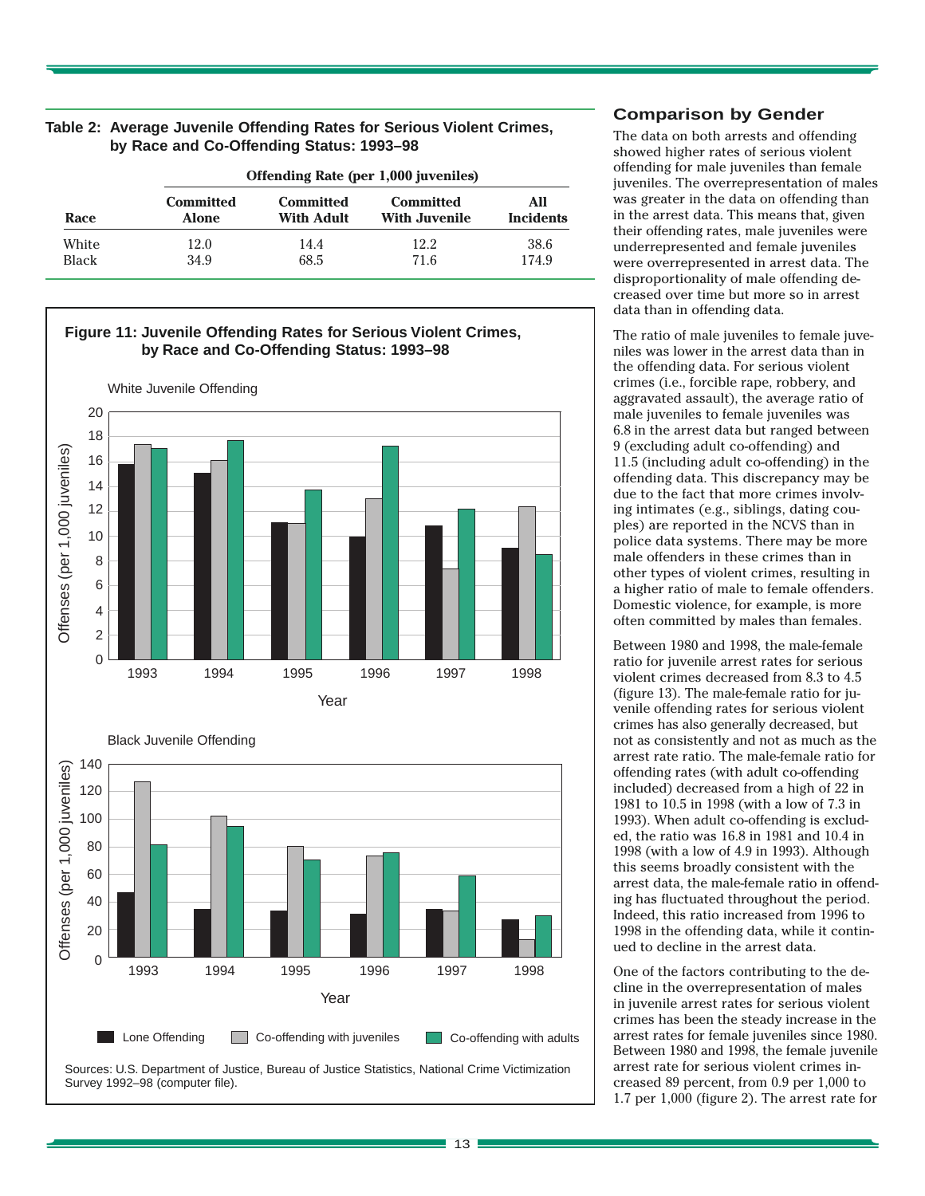**Table 2: Average Juvenile Offending Rates for Serious Violent Crimes, by Race and Co-Offending Status: 1993–98**

| | Offending Rate (per 1,000 juveniles) | | | |
|---|---|---|---|---|
| Race | Committed Alone | Committed With Adult | Committed With Juvenile | All Incidents |
| White | 12.0 | 14.4 | 12.2 | 38.6 |
| Black | 34.9 | 68.5 | 71.6 | 174.9 |

**Figure 11: Juvenile Offending Rates for Serious Violent Crimes, by Race and Co-Offending Status: 1993–98**

White Juvenile Offending

Black Juvenile Offending

Lone Offending | Co-offending with juveniles | Co-offending with adults

Sources: U.S. Department of Justice, Bureau of Justice Statistics, National Crime Victimization Survey 1992–98 (computer file).

## Comparison by Gender

The data on both arrests and offending showed higher rates of serious violent offending for male juveniles than female juveniles. The overrepresentation of males was greater in the data on offending than in the arrest data. This means that, given their offending rates, male juveniles were underrepresented and female juveniles were overrepresented in arrest data. The disproportionality of male offending decreased over time but more so in arrest data than in offending data.

The ratio of male juveniles to female juveniles was lower in the arrest data than in the offending data. For serious violent crimes (i.e., forcible rape, robbery, and aggravated assault), the average ratio of male juveniles to female juveniles was 6.8 in the arrest data but ranged between 9 (excluding adult co-offending) and 11.5 (including adult co-offending) in the offending data. This discrepancy may be due to the fact that more crimes involving intimates (e.g., siblings, dating couples) are reported in the NCVS than in police data systems. There may be more male offenders in these crimes than in other types of violent crimes, resulting in a higher ratio of male to female offenders. Domestic violence, for example, is more often committed by males than females.

Between 1980 and 1998, the male-female ratio for juvenile arrest rates for serious violent crimes decreased from 8.3 to 4.5 (figure 13). The male-female ratio for juvenile offending rates for serious violent crimes has also generally decreased, but not as consistently and not as much as the arrest rate ratio. The male-female ratio for offending rates (with adult co-offending included) decreased from a high of 22 in 1981 to 10.5 in 1998 (with a low of 7.3 in 1993). When adult co-offending is excluded, the ratio was 16.8 in 1981 and 10.4 in 1998 (with a low of 4.9 in 1993). Although this seems broadly consistent with the arrest data, the male-female ratio in offending has fluctuated throughout the period. Indeed, this ratio increased from 1996 to 1998 in the offending data, while it continued to decline in the arrest data.

One of the factors contributing to the decline in the overrepresentation of males in juvenile arrest rates for serious violent crimes has been the steady increase in the arrest rates for female juveniles since 1980. Between 1980 and 1998, the female juvenile arrest rate for serious violent crimes increased 89 percent, from 0.9 per 1,000 to 1.7 per 1,000 (figure 2). The arrest rate for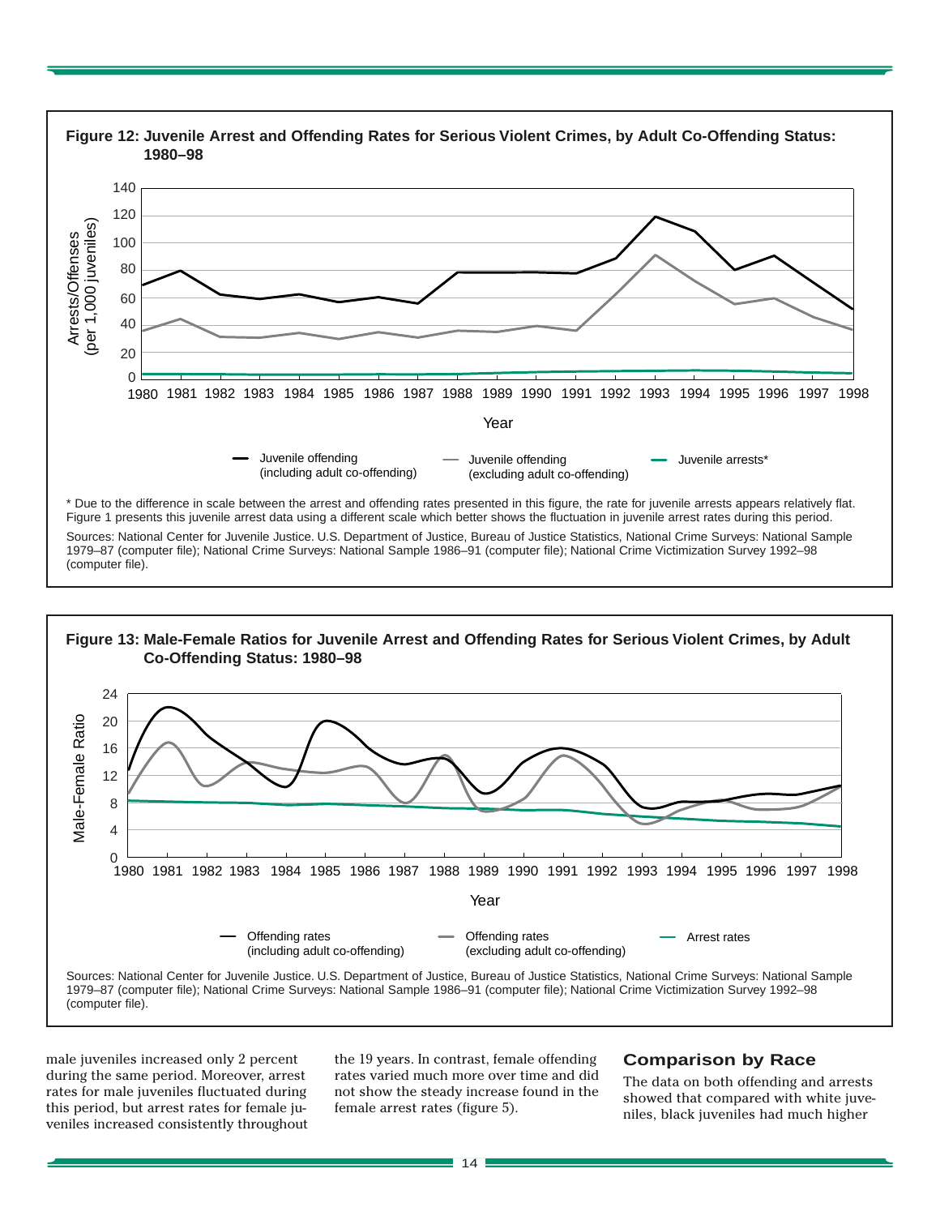**Figure 12: Juvenile Arrest and Offending Rates for Serious Violent Crimes, by Adult Co-Offending Status: 1980–98**

* Due to the difference in scale between the arrest and offending rates presented in this figure, the rate for juvenile arrests appears relatively flat. Figure 1 presents this juvenile arrest data using a different scale which better shows the fluctuation in juvenile arrest rates during this period.

Sources: National Center for Juvenile Justice. U.S. Department of Justice, Bureau of Justice Statistics, National Crime Surveys: National Sample 1979–87 (computer file); National Crime Surveys: National Sample 1986–91 (computer file); National Crime Victimization Survey 1992–98 (computer file).

**Figure 13: Male-Female Ratios for Juvenile Arrest and Offending Rates for Serious Violent Crimes, by Adult Co-Offending Status: 1980–98**

Sources: National Center for Juvenile Justice. U.S. Department of Justice, Bureau of Justice Statistics, National Crime Surveys: National Sample 1979–87 (computer file); National Crime Surveys: National Sample 1986–91 (computer file); National Crime Victimization Survey 1992–98 (computer file).

male juveniles increased only 2 percent during the same period. Moreover, arrest rates for male juveniles fluctuated during this period, but arrest rates for female juveniles increased consistently throughout the 19 years. In contrast, female offending rates varied much more over time and did not show the steady increase found in the female arrest rates (figure 5).

## Comparison by Race

The data on both offending and arrests showed that compared with white juveniles, black juveniles had much higher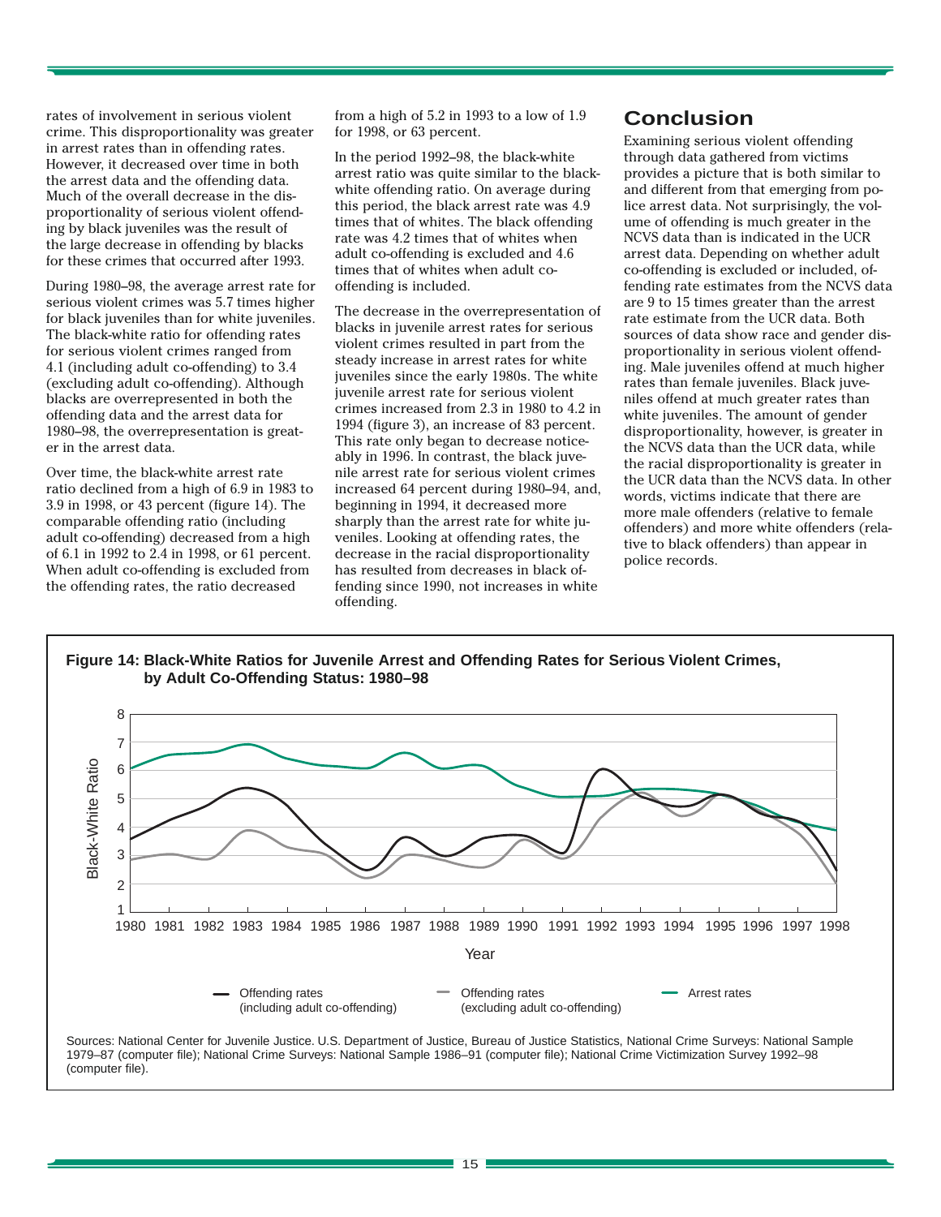rates of involvement in serious violent crime. This disproportionality was greater in arrest rates than in offending rates. However, it decreased over time in both the arrest data and the offending data. Much of the overall decrease in the disproportionality of serious violent offending by black juveniles was the result of the large decrease in offending by blacks for these crimes that occurred after 1993.

During 1980–98, the average arrest rate for serious violent crimes was 5.7 times higher for black juveniles than for white juveniles. The black-white ratio for offending rates for serious violent crimes ranged from 4.1 (including adult co-offending) to 3.4 (excluding adult co-offending). Although blacks are overrepresented in both the offending data and the arrest data for 1980–98, the overrepresentation is greater in the arrest data.

Over time, the black-white arrest rate ratio declined from a high of 6.9 in 1983 to 3.9 in 1998, or 43 percent (figure 14). The comparable offending ratio (including adult co-offending) decreased from a high of 6.1 in 1992 to 2.4 in 1998, or 61 percent. When adult co-offending is excluded from the offending rates, the ratio decreased from a high of 5.2 in 1993 to a low of 1.9 for 1998, or 63 percent.

In the period 1992–98, the black-white arrest ratio was quite similar to the black-white offending ratio. On average during this period, the black arrest rate was 4.9 times that of whites. The black offending rate was 4.2 times that of whites when adult co-offending is excluded and 4.6 times that of whites when adult co-offending is included.

The decrease in the overrepresentation of blacks in juvenile arrest rates for serious violent crimes resulted in part from the steady increase in arrest rates for white juveniles since the early 1980s. The white juvenile arrest rate for serious violent crimes increased from 2.3 in 1980 to 4.2 in 1994 (figure 3), an increase of 83 percent. This rate only began to decrease noticeably in 1996. In contrast, the black juvenile arrest rate for serious violent crimes increased 64 percent during 1980–94, and, beginning in 1994, it decreased more sharply than the arrest rate for white juveniles. Looking at offending rates, the decrease in the racial disproportionality has resulted from decreases in black offending since 1990, not increases in white offending.

## Conclusion

Examining serious violent offending through data gathered from victims provides a picture that is both similar to and different from that emerging from police arrest data. Not surprisingly, the volume of offending is much greater in the NCVS data than is indicated in the UCR arrest data. Depending on whether adult co-offending is excluded or included, offending rate estimates from the NCVS data are 9 to 15 times greater than the arrest rate estimate from the UCR data. Both sources of data show race and gender disproportionality in serious violent offending. Male juveniles offend at much higher rates than female juveniles. Black juveniles offend at much greater rates than white juveniles. The amount of gender disproportionality, however, is greater in the NCVS data than the UCR data, while the racial disproportionality is greater in the UCR data than the NCVS data. In other words, victims indicate that there are more male offenders (relative to female offenders) and more white offenders (relative to black offenders) than appear in police records.

**Figure 14: Black-White Ratios for Juvenile Arrest and Offending Rates for Serious Violent Crimes, by Adult Co-Offending Status: 1980–98**

Sources: National Center for Juvenile Justice. U.S. Department of Justice, Bureau of Justice Statistics, National Crime Surveys: National Sample 1979–87 (computer file); National Crime Surveys: National Sample 1986–91 (computer file); National Crime Victimization Survey 1992–98 (computer file).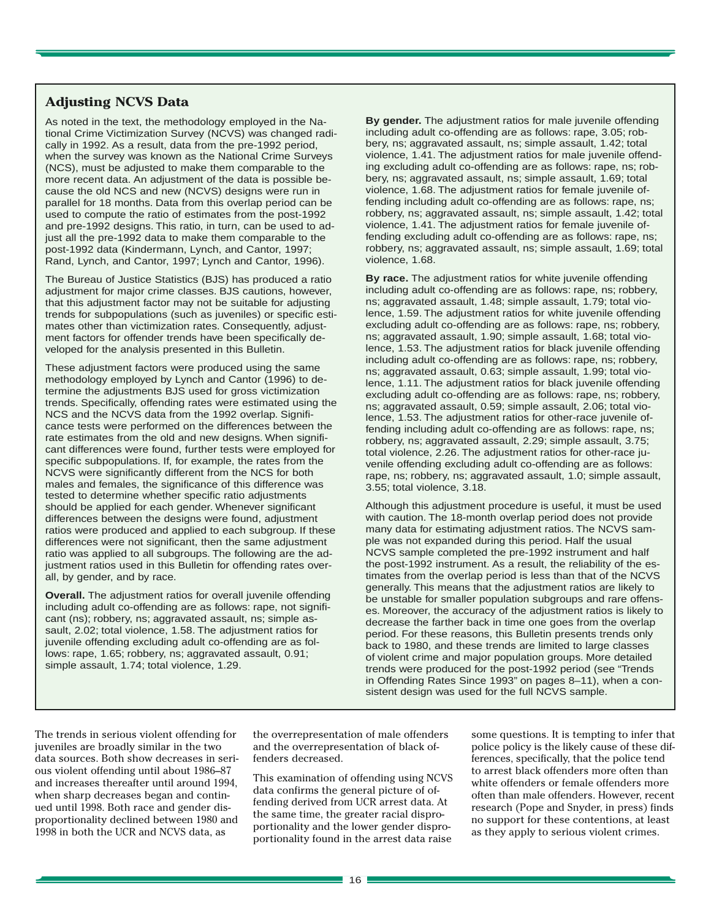## Adjusting NCVS Data

As noted in the text, the methodology employed in the National Crime Victimization Survey (NCVS) was changed radically in 1992. As a result, data from the pre-1992 period, when the survey was known as the National Crime Surveys (NCS), must be adjusted to make them comparable to the more recent data. An adjustment of the data is possible because the old NCS and new (NCVS) designs were run in parallel for 18 months. Data from this overlap period can be used to compute the ratio of estimates from the post-1992 and pre-1992 designs. This ratio, in turn, can be used to adjust all the pre-1992 data to make them comparable to the post-1992 data (Kindermann, Lynch, and Cantor, 1997; Rand, Lynch, and Cantor, 1997; Lynch and Cantor, 1996).

The Bureau of Justice Statistics (BJS) has produced a ratio adjustment for major crime classes. BJS cautions, however, that this adjustment factor may not be suitable for adjusting trends for subpopulations (such as juveniles) or specific estimates other than victimization rates. Consequently, adjustment factors for offender trends have been specifically developed for the analysis presented in this Bulletin.

These adjustment factors were produced using the same methodology employed by Lynch and Cantor (1996) to determine the adjustments BJS used for gross victimization trends. Specifically, offending rates were estimated using the NCS and the NCVS data from the 1992 overlap. Significance tests were performed on the differences between the rate estimates from the old and new designs. When significant differences were found, further tests were employed for specific subpopulations. If, for example, the rates from the NCVS were significantly different from the NCS for both males and females, the significance of this difference was tested to determine whether specific ratio adjustments should be applied for each gender. Whenever significant differences between the designs were found, adjustment ratios were produced and applied to each subgroup. If these differences were not significant, then the same adjustment ratio was applied to all subgroups. The following are the adjustment ratios used in this Bulletin for offending rates overall, by gender, and by race.

**Overall.** The adjustment ratios for overall juvenile offending including adult co-offending are as follows: rape, not significant (ns); robbery, ns; aggravated assault, ns; simple assault, 2.02; total violence, 1.58. The adjustment ratios for juvenile offending excluding adult co-offending are as follows: rape, 1.65; robbery, ns; aggravated assault, 0.91; simple assault, 1.74; total violence, 1.29.

**By gender.** The adjustment ratios for male juvenile offending including adult co-offending are as follows: rape, 3.05; robbery, ns; aggravated assault, ns; simple assault, 1.42; total violence, 1.41. The adjustment ratios for male juvenile offending excluding adult co-offending are as follows: rape, ns; robbery, ns; aggravated assault, ns; simple assault, 1.69; total violence, 1.68. The adjustment ratios for female juvenile offending including adult co-offending are as follows: rape, ns; robbery, ns; aggravated assault, ns; simple assault, 1.42; total violence, 1.41. The adjustment ratios for female juvenile offending excluding adult co-offending are as follows: rape, ns; robbery, ns; aggravated assault, ns; simple assault, 1.69; total violence, 1.68.

**By race.** The adjustment ratios for white juvenile offending including adult co-offending are as follows: rape, ns; robbery, ns; aggravated assault, 1.48; simple assault, 1.79; total violence, 1.59. The adjustment ratios for white juvenile offending excluding adult co-offending are as follows: rape, ns; robbery, ns; aggravated assault, 1.90; simple assault, 1.68; total violence, 1.53. The adjustment ratios for black juvenile offending including adult co-offending are as follows: rape, ns; robbery, ns; aggravated assault, 0.63; simple assault, 1.99; total violence, 1.11. The adjustment ratios for black juvenile offending excluding adult co-offending are as follows: rape, ns; robbery, ns; aggravated assault, 0.59; simple assault, 2.06; total violence, 1.53. The adjustment ratios for other-race juvenile offending including adult co-offending are as follows: rape, ns; robbery, ns; aggravated assault, 2.29; simple assault, 3.75; total violence, 2.26. The adjustment ratios for other-race juvenile offending excluding adult co-offending are as follows: rape, ns; robbery, ns; aggravated assault, 1.0; simple assault, 3.55; total violence, 3.18.

Although this adjustment procedure is useful, it must be used with caution. The 18-month overlap period does not provide many data for estimating adjustment ratios. The NCVS sample was not expanded during this period. Half the usual NCVS sample completed the pre-1992 instrument and half the post-1992 instrument. As a result, the reliability of the estimates from the overlap period is less than that of the NCVS generally. This means that the adjustment ratios are likely to be unstable for smaller population subgroups and rare offenses. Moreover, the accuracy of the adjustment ratios is likely to decrease the farther back in time one goes from the overlap period. For these reasons, this Bulletin presents trends only back to 1980, and these trends are limited to large classes of violent crime and major population groups. More detailed trends were produced for the post-1992 period (see "Trends in Offending Rates Since 1993" on pages 8–11), when a consistent design was used for the full NCVS sample.

---

The trends in serious violent offending for juveniles are broadly similar in the two data sources. Both show decreases in serious violent offending until about 1986–87 and increases thereafter until around 1994, when sharp decreases began and continued until 1998. Both race and gender disproportionality declined between 1980 and 1998 in both the UCR and NCVS data, as the overrepresentation of male offenders and the overrepresentation of black offenders decreased.

This examination of offending using NCVS data confirms the general picture of offending derived from UCR arrest data. At the same time, the greater racial disproportionality and the lower gender disproportionality found in the arrest data raise some questions. It is tempting to infer that police policy is the likely cause of these differences, specifically, that the police tend to arrest black offenders more often than white offenders or female offenders more often than male offenders. However, recent research (Pope and Snyder, in press) finds no support for these contentions, at least as they apply to serious violent crimes.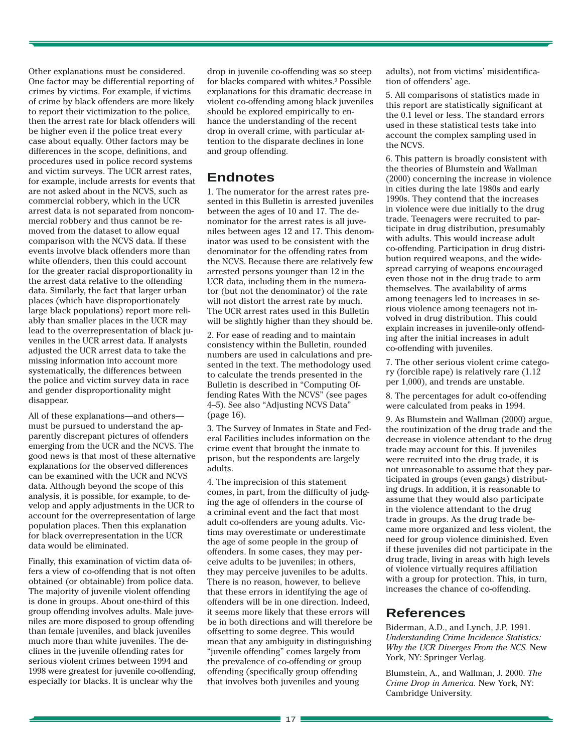Other explanations must be considered. One factor may be differential reporting of crimes by victims. For example, if victims of crime by black offenders are more likely to report their victimization to the police, then the arrest rate for black offenders will be higher even if the police treat every case about equally. Other factors may be differences in the scope, definitions, and procedures used in police record systems and victim surveys. The UCR arrest rates, for example, include arrests for events that are not asked about in the NCVS, such as commercial robbery, which in the UCR arrest data is not separated from noncommercial robbery and thus cannot be removed from the dataset to allow equal comparison with the NCVS data. If these events involve black offenders more than white offenders, then this could account for the greater racial disproportionality in the arrest data relative to the offending data. Similarly, the fact that larger urban places (which have disproportionately large black populations) report more reliably than smaller places in the UCR may lead to the overrepresentation of black juveniles in the UCR arrest data. If analysts adjusted the UCR arrest data to take the missing information into account more systematically, the differences between the police and victim survey data in race and gender disproportionality might disappear.

All of these explanations—and others—must be pursued to understand the apparently discrepant pictures of offenders emerging from the UCR and the NCVS. The good news is that most of these alternative explanations for the observed differences can be examined with the UCR and NCVS data. Although beyond the scope of this analysis, it is possible, for example, to develop and apply adjustments in the UCR to account for the overrepresentation of large population places. Then this explanation for black overrepresentation in the UCR data would be eliminated.

Finally, this examination of victim data offers a view of co-offending that is not often obtained (or obtainable) from police data. The majority of juvenile violent offending is done in groups. About one-third of this group offending involves adults. Male juveniles are more disposed to group offending than female juveniles, and black juveniles much more than white juveniles. The declines in the juvenile offending rates for serious violent crimes between 1994 and 1998 were greatest for juvenile co-offending, especially for blacks. It is unclear why the drop in juvenile co-offending was so steep for blacks compared with whites.[9] Possible explanations for this dramatic decrease in violent co-offending among black juveniles should be explored empirically to enhance the understanding of the recent drop in overall crime, with particular attention to the disparate declines in lone and group offending.

## Endnotes

1. The numerator for the arrest rates presented in this Bulletin is arrested juveniles between the ages of 10 and 17. The denominator for the arrest rates is all juveniles between ages 12 and 17. This denominator was used to be consistent with the denominator for the offending rates from the NCVS. Because there are relatively few arrested persons younger than 12 in the UCR data, including them in the numerator (but not the denominator) of the rate will not distort the arrest rate by much. The UCR arrest rates used in this Bulletin will be slightly higher than they should be.

2. For ease of reading and to maintain consistency within the Bulletin, rounded numbers are used in calculations and presented in the text. The methodology used to calculate the trends presented in the Bulletin is described in "Computing Offending Rates With the NCVS" (see pages 4–5). See also "Adjusting NCVS Data" (page 16).

3. The Survey of Inmates in State and Federal Facilities includes information on the crime event that brought the inmate to prison, but the respondents are largely adults.

4. The imprecision of this statement comes, in part, from the difficulty of judging the age of offenders in the course of a criminal event and the fact that most adult co-offenders are young adults. Victims may overestimate or underestimate the age of some people in the group of offenders. In some cases, they may perceive adults to be juveniles; in others, they may perceive juveniles to be adults. There is no reason, however, to believe that these errors in identifying the age of offenders will be in one direction. Indeed, it seems more likely that these errors will be in both directions and will therefore be offsetting to some degree. This would mean that any ambiguity in distinguishing "juvenile offending" comes largely from the prevalence of co-offending or group offending (specifically group offending that involves both juveniles and young adults), not from victims' misidentification of offenders' age.

5. All comparisons of statistics made in this report are statistically significant at the 0.1 level or less. The standard errors used in these statistical tests take into account the complex sampling used in the NCVS.

6. This pattern is broadly consistent with the theories of Blumstein and Wallman (2000) concerning the increase in violence in cities during the late 1980s and early 1990s. They contend that the increases in violence were due initially to the drug trade. Teenagers were recruited to participate in drug distribution, presumably with adults. This would increase adult co-offending. Participation in drug distribution required weapons, and the widespread carrying of weapons encouraged even those not in the drug trade to arm themselves. The availability of arms among teenagers led to increases in serious violence among teenagers not involved in drug distribution. This could explain increases in juvenile-only offending after the initial increases in adult co-offending with juveniles.

7. The other serious violent crime category (forcible rape) is relatively rare (1.12 per 1,000), and trends are unstable.

8. The percentages for adult co-offending were calculated from peaks in 1994.

9. As Blumstein and Wallman (2000) argue, the routinization of the drug trade and the decrease in violence attendant to the drug trade may account for this. If juveniles were recruited into the drug trade, it is not unreasonable to assume that they participated in groups (even gangs) distributing drugs. In addition, it is reasonable to assume that they would also participate in the violence attendant to the drug trade in groups. As the drug trade became more organized and less violent, the need for group violence diminished. Even if these juveniles did not participate in the drug trade, living in areas with high levels of violence virtually requires affiliation with a group for protection. This, in turn, increases the chance of co-offending.

## References

Biderman, A.D., and Lynch, J.P. 1991. *Understanding Crime Incidence Statistics: Why the UCR Diverges From the NCS.* New York, NY: Springer Verlag.

Blumstein, A., and Wallman, J. 2000. *The Crime Drop in America.* New York, NY: Cambridge University.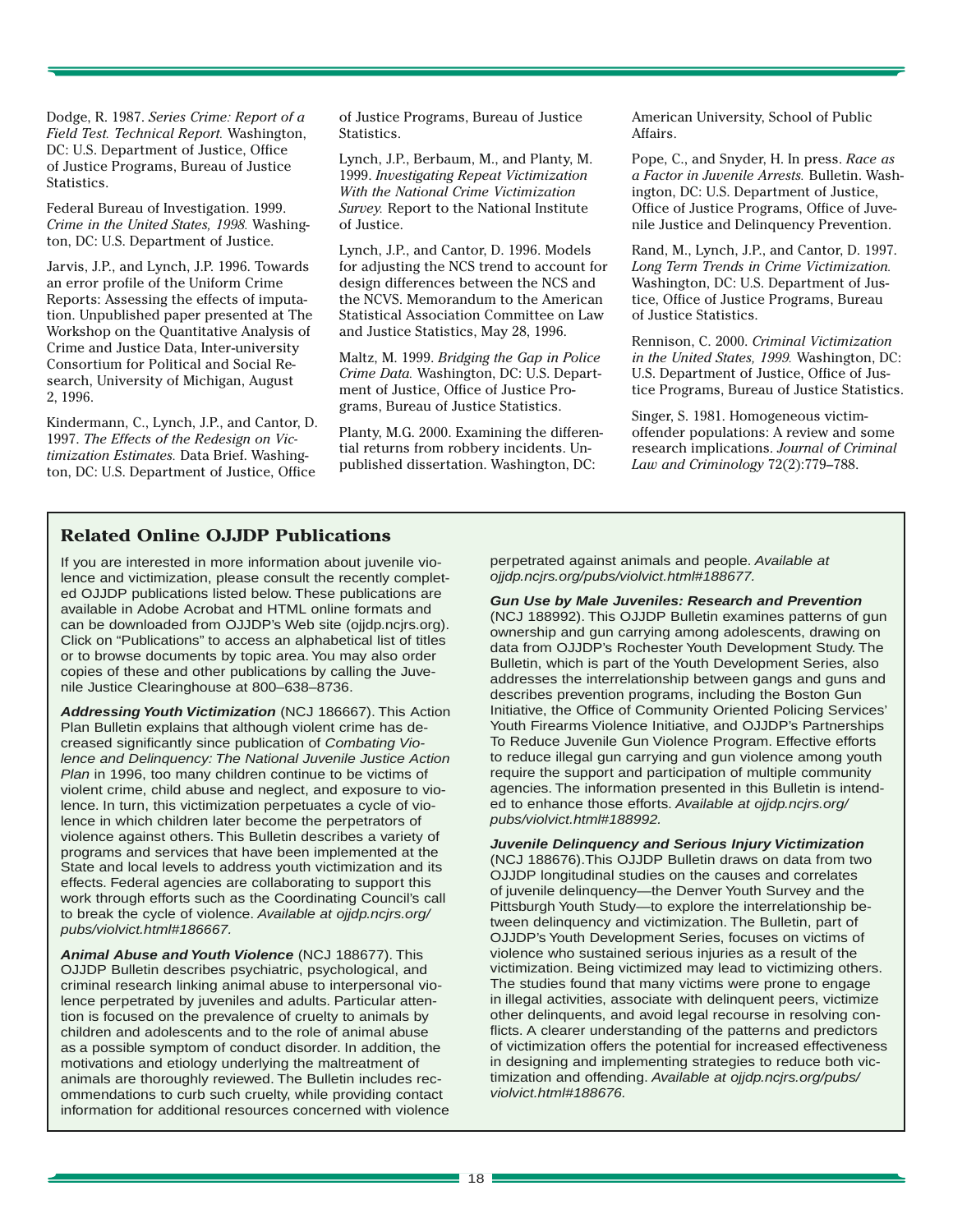Dodge, R. 1987. *Series Crime: Report of a Field Test. Technical Report.* Washington, DC: U.S. Department of Justice, Office of Justice Programs, Bureau of Justice Statistics.

Federal Bureau of Investigation. 1999. *Crime in the United States, 1998.* Washington, DC: U.S. Department of Justice.

Jarvis, J.P., and Lynch, J.P. 1996. Towards an error profile of the Uniform Crime Reports: Assessing the effects of imputation. Unpublished paper presented at The Workshop on the Quantitative Analysis of Crime and Justice Data, Inter-university Consortium for Political and Social Research, University of Michigan, August 2, 1996.

Kindermann, C., Lynch, J.P., and Cantor, D. 1997. *The Effects of the Redesign on Victimization Estimates.* Data Brief. Washington, DC: U.S. Department of Justice, Office of Justice Programs, Bureau of Justice Statistics.

Lynch, J.P., Berbaum, M., and Planty, M. 1999. *Investigating Repeat Victimization With the National Crime Victimization Survey.* Report to the National Institute of Justice.

Lynch, J.P., and Cantor, D. 1996. Models for adjusting the NCS trend to account for design differences between the NCS and the NCVS. Memorandum to the American Statistical Association Committee on Law and Justice Statistics, May 28, 1996.

Maltz, M. 1999. *Bridging the Gap in Police Crime Data.* Washington, DC: U.S. Department of Justice, Office of Justice Programs, Bureau of Justice Statistics.

Planty, M.G. 2000. Examining the differential returns from robbery incidents. Unpublished dissertation. Washington, DC: American University, School of Public Affairs.

Pope, C., and Snyder, H. In press. *Race as a Factor in Juvenile Arrests.* Bulletin. Washington, DC: U.S. Department of Justice, Office of Justice Programs, Office of Juvenile Justice and Delinquency Prevention.

Rand, M., Lynch, J.P., and Cantor, D. 1997. *Long Term Trends in Crime Victimization.* Washington, DC: U.S. Department of Justice, Office of Justice Programs, Bureau of Justice Statistics.

Rennison, C. 2000. *Criminal Victimization in the United States, 1999.* Washington, DC: U.S. Department of Justice, Office of Justice Programs, Bureau of Justice Statistics.

Singer, S. 1981. Homogeneous victim-offender populations: A review and some research implications. *Journal of Criminal Law and Criminology* 72(2):779–788.

## Related Online OJJDP Publications

If you are interested in more information about juvenile violence and victimization, please consult the recently completed OJJDP publications listed below. These publications are available in Adobe Acrobat and HTML online formats and can be downloaded from OJJDP's Web site (ojjdp.ncjrs.org). Click on "Publications" to access an alphabetical list of titles or to browse documents by topic area. You may also order copies of these and other publications by calling the Juvenile Justice Clearinghouse at 800–638–8736.

***Addressing Youth Victimization*** (NCJ 186667). This Action Plan Bulletin explains that although violent crime has decreased significantly since publication of *Combating Violence and Delinquency: The National Juvenile Justice Action Plan* in 1996, too many children continue to be victims of violent crime, child abuse and neglect, and exposure to violence. In turn, this victimization perpetuates a cycle of violence in which children later become the perpetrators of violence against others. This Bulletin describes a variety of programs and services that have been implemented at the State and local levels to address youth victimization and its effects. Federal agencies are collaborating to support this work through efforts such as the Coordinating Council's call to break the cycle of violence. *Available at ojjdp.ncjrs.org/pubs/violvict.html#186667.*

***Animal Abuse and Youth Violence*** (NCJ 188677). This OJJDP Bulletin describes psychiatric, psychological, and criminal research linking animal abuse to interpersonal violence perpetrated by juveniles and adults. Particular attention is focused on the prevalence of cruelty to animals by children and adolescents and to the role of animal abuse as a possible symptom of conduct disorder. In addition, the motivations and etiology underlying the maltreatment of animals are thoroughly reviewed. The Bulletin includes recommendations to curb such cruelty, while providing contact information for additional resources concerned with violence perpetrated against animals and people. *Available at ojjdp.ncjrs.org/pubs/violvict.html#188677.*

***Gun Use by Male Juveniles: Research and Prevention*** (NCJ 188992). This OJJDP Bulletin examines patterns of gun ownership and gun carrying among adolescents, drawing on data from OJJDP's Rochester Youth Development Study. The Bulletin, which is part of the Youth Development Series, also addresses the interrelationship between gangs and guns and describes prevention programs, including the Boston Gun Initiative, the Office of Community Oriented Policing Services' Youth Firearms Violence Initiative, and OJJDP's Partnerships To Reduce Juvenile Gun Violence Program. Effective efforts to reduce illegal gun carrying and gun violence among youth require the support and participation of multiple community agencies. The information presented in this Bulletin is intended to enhance those efforts. *Available at ojjdp.ncjrs.org/pubs/violvict.html#188992.*

***Juvenile Delinquency and Serious Injury Victimization*** (NCJ 188676).This OJJDP Bulletin draws on data from two OJJDP longitudinal studies on the causes and correlates of juvenile delinquency—the Denver Youth Survey and the Pittsburgh Youth Study—to explore the interrelationship between delinquency and victimization. The Bulletin, part of OJJDP's Youth Development Series, focuses on victims of violence who sustained serious injuries as a result of the victimization. Being victimized may lead to victimizing others. The studies found that many victims were prone to engage in illegal activities, associate with delinquent peers, victimize other delinquents, and avoid legal recourse in resolving conflicts. A clearer understanding of the patterns and predictors of victimization offers the potential for increased effectiveness in designing and implementing strategies to reduce both victimization and offending. *Available at ojjdp.ncjrs.org/pubs/violvict.html#188676.*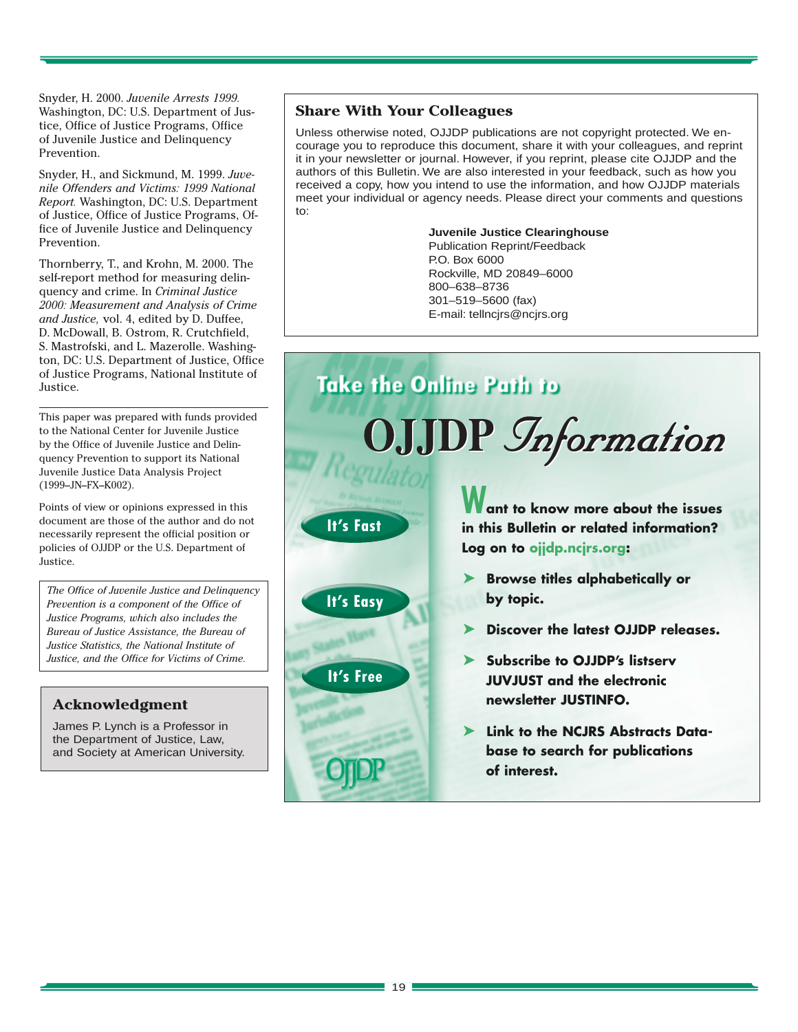Snyder, H. 2000. *Juvenile Arrests 1999.* Washington, DC: U.S. Department of Justice, Office of Justice Programs, Office of Juvenile Justice and Delinquency Prevention.

Snyder, H., and Sickmund, M. 1999. *Juvenile Offenders and Victims: 1999 National Report.* Washington, DC: U.S. Department of Justice, Office of Justice Programs, Office of Juvenile Justice and Delinquency Prevention.

Thornberry, T., and Krohn, M. 2000. The self-report method for measuring delinquency and crime. In *Criminal Justice 2000: Measurement and Analysis of Crime and Justice,* vol. 4, edited by D. Duffee, D. McDowall, B. Ostrom, R. Crutchfield, S. Mastrofski, and L. Mazerolle. Washington, DC: U.S. Department of Justice, Office of Justice Programs, National Institute of Justice.

---

This paper was prepared with funds provided to the National Center for Juvenile Justice by the Office of Juvenile Justice and Delinquency Prevention to support its National Juvenile Justice Data Analysis Project (1999–JN–FX–K002).

Points of view or opinions expressed in this document are those of the author and do not necessarily represent the official position or policies of OJJDP or the U.S. Department of Justice.

*The Office of Juvenile Justice and Delinquency Prevention is a component of the Office of Justice Programs, which also includes the Bureau of Justice Assistance, the Bureau of Justice Statistics, the National Institute of Justice, and the Office for Victims of Crime.*

## Acknowledgment

James P. Lynch is a Professor in the Department of Justice, Law, and Society at American University.

## Share With Your Colleagues

Unless otherwise noted, OJJDP publications are not copyright protected. We encourage you to reproduce this document, share it with your colleagues, and reprint it in your newsletter or journal. However, if you reprint, please cite OJJDP and the authors of this Bulletin. We are also interested in your feedback, such as how you received a copy, how you intend to use the information, and how OJJDP materials meet your individual or agency needs. Please direct your comments and questions to:

**Juvenile Justice Clearinghouse**
Publication Reprint/Feedback
P.O. Box 6000
Rockville, MD 20849–6000
800–638–8736
301–519–5600 (fax)
E-mail: tellncjrs@ncjrs.org

## Take the Online Path to OJJDP *Information*

It's Fast

It's Easy

It's Free

**Want to know more about the issues in this Bulletin or related information? Log on to ojjdp.ncjrs.org:**

- **Browse titles alphabetically or by topic.**
- **Discover the latest OJJDP releases.**
- **Subscribe to OJJDP's listserv JUVJUST and the electronic newsletter JUSTINFO.**
- **Link to the NCJRS Abstracts Database to search for publications of interest.**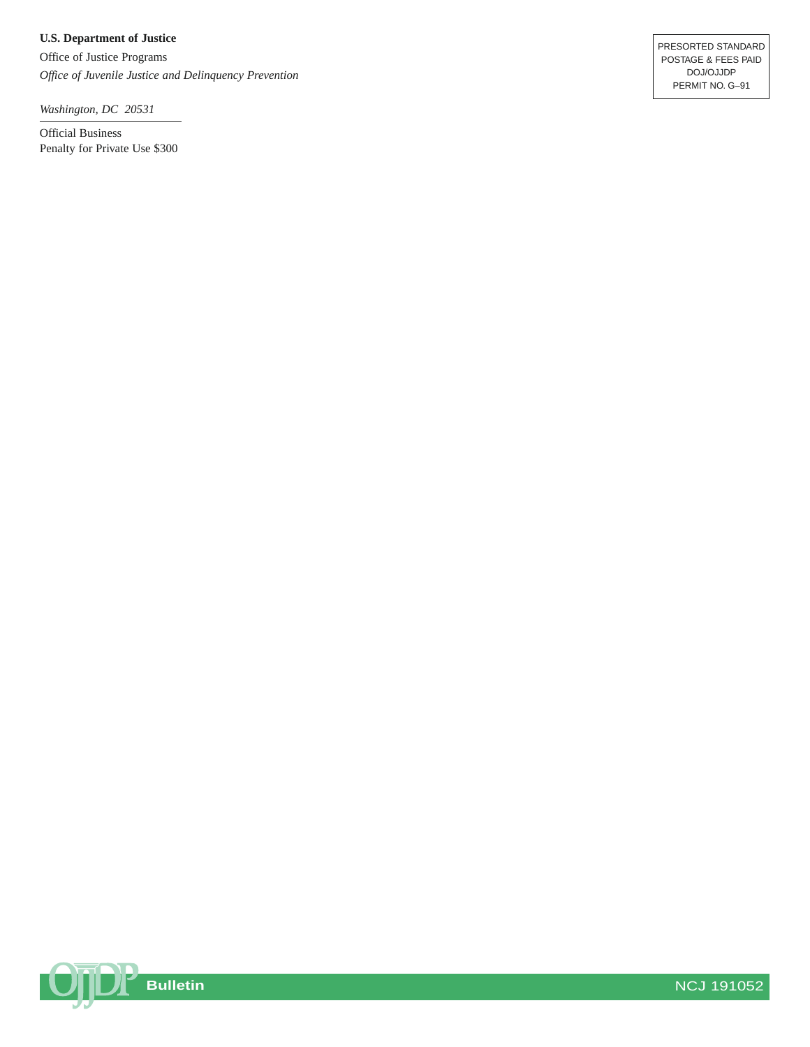**U.S. Department of Justice**

Office of Justice Programs

*Office of Juvenile Justice and Delinquency Prevention*

*Washington, DC 20531*

Official Business

Penalty for Private Use $300

PRESORTED STANDARD
POSTAGE & FEES PAID
DOJ/OJJDP
PERMIT NO. G–91

OJJDP **Bulletin**

NCJ 191052